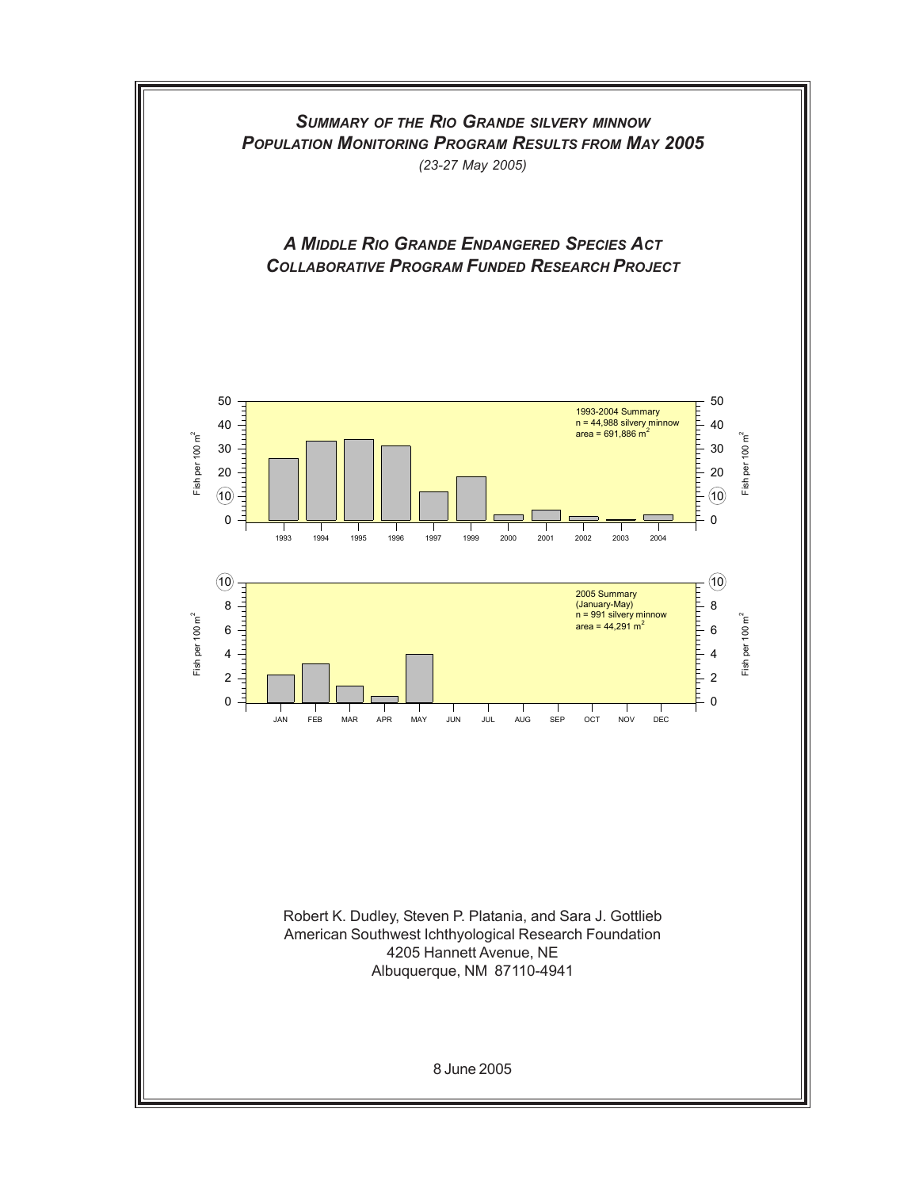# *SUMMARY OF THE RIO GRANDE SILVERY MINNOW POPULATION MONITORING PROGRAM RESULTS FROM MAY 2005*

*(23-27 May 2005)*

## *A MIDDLE RIO GRANDE ENDANGERED SPECIES ACT COLLABORATIVE PROGRAM FUNDED RESEARCH PROJECT*

1993-2004 Summary
n = 44,988 silvery minnow
area = 691,886 $m^2$

Fish per 100 $m^2$

1993 1994 1995 1996 1997 1999 2000 2001 2002 2003 2004

2005 Summary
(January-May)
n = 991 silvery minnow
area = 44,291 $m^2$

Fish per 100 $m^2$

JAN FEB MAR APR MAY JUN JUL AUG SEP OCT NOV DEC

Robert K. Dudley, Steven P. Platania, and Sara J. Gottlieb
American Southwest Ichthyological Research Foundation
4205 Hannett Avenue, NE
Albuquerque, NM 87110-4941

8 June 2005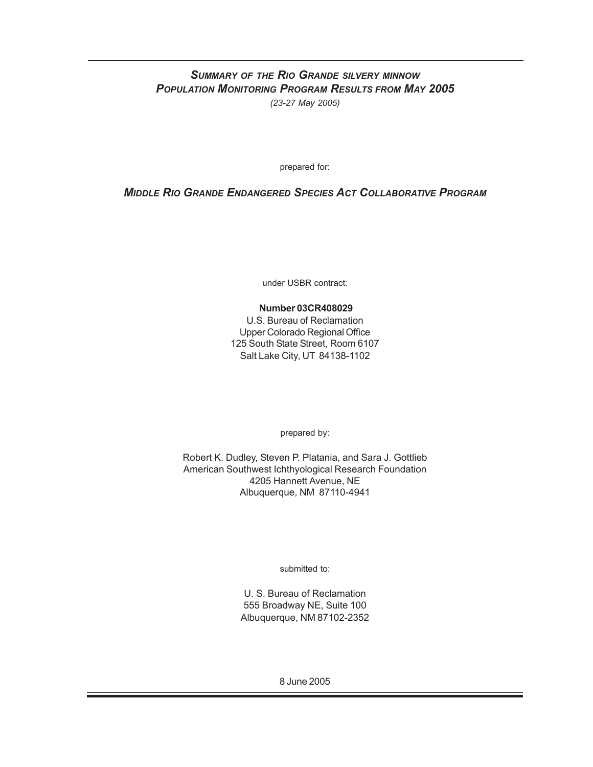# *Summary of the Rio Grande silvery minnow Population Monitoring Program Results from May 2005*

*(23-27 May 2005)*

prepared for:

## *Middle Rio Grande Endangered Species Act Collaborative Program*

under USBR contract:

**Number 03CR408029**

U.S. Bureau of Reclamation
Upper Colorado Regional Office
125 South State Street, Room 6107
Salt Lake City, UT 84138-1102

prepared by:

Robert K. Dudley, Steven P. Platania, and Sara J. Gottlieb
American Southwest Ichthyological Research Foundation
4205 Hannett Avenue, NE
Albuquerque, NM 87110-4941

submitted to:

U. S. Bureau of Reclamation
555 Broadway NE, Suite 100
Albuquerque, NM 87102-2352

8 June 2005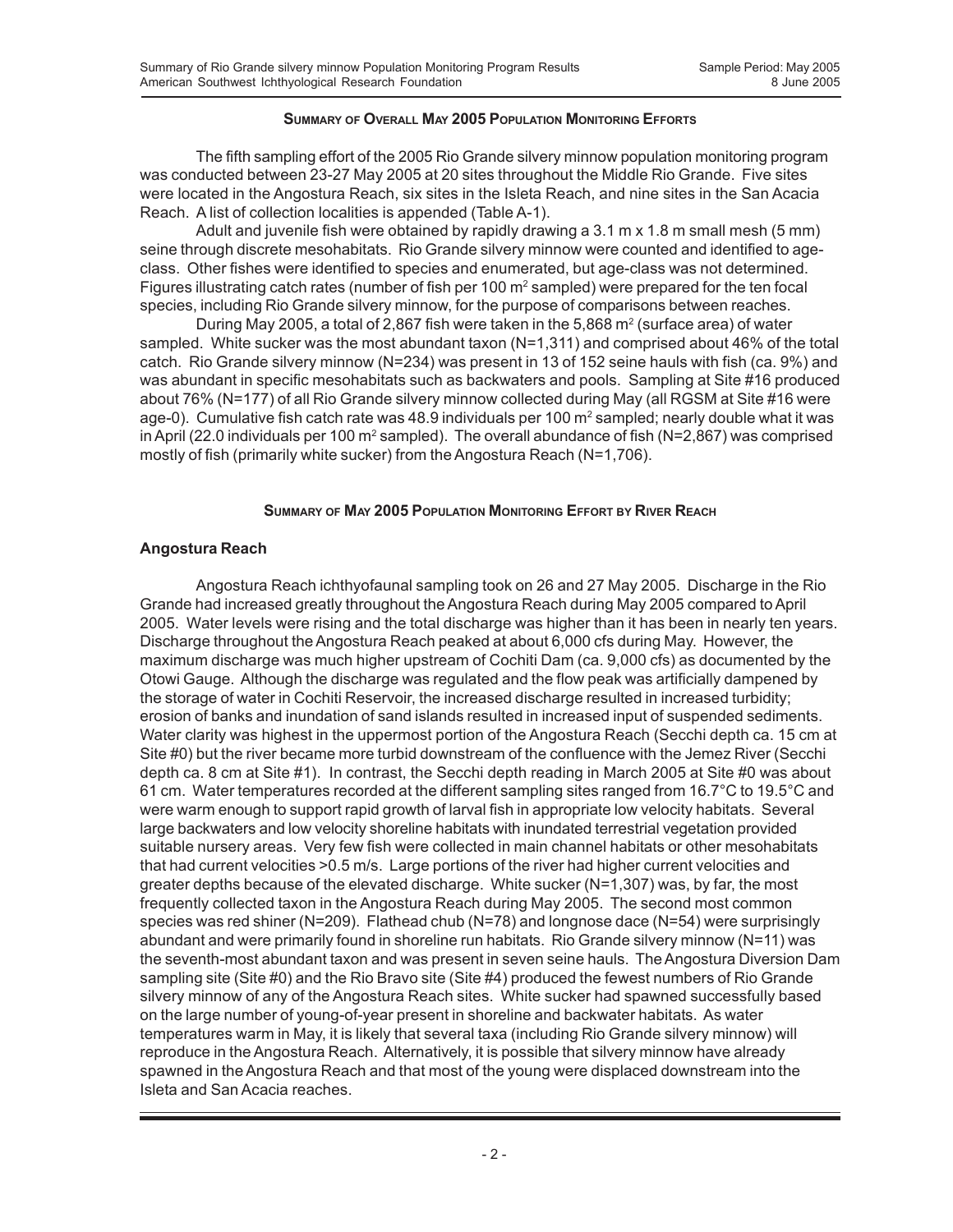### Summary of Overall May 2005 Population Monitoring Efforts

The fifth sampling effort of the 2005 Rio Grande silvery minnow population monitoring program was conducted between 23-27 May 2005 at 20 sites throughout the Middle Rio Grande. Five sites were located in the Angostura Reach, six sites in the Isleta Reach, and nine sites in the San Acacia Reach. A list of collection localities is appended (Table A-1).

Adult and juvenile fish were obtained by rapidly drawing a 3.1 m x 1.8 m small mesh (5 mm) seine through discrete mesohabitats. Rio Grande silvery minnow were counted and identified to age-class. Other fishes were identified to species and enumerated, but age-class was not determined. Figures illustrating catch rates (number of fish per 100 $m^2$ sampled) were prepared for the ten focal species, including Rio Grande silvery minnow, for the purpose of comparisons between reaches.

During May 2005, a total of 2,867 fish were taken in the 5,868 $m^2$ (surface area) of water sampled. White sucker was the most abundant taxon (N=1,311) and comprised about 46% of the total catch. Rio Grande silvery minnow (N=234) was present in 13 of 152 seine hauls with fish (ca. 9%) and was abundant in specific mesohabitats such as backwaters and pools. Sampling at Site #16 produced about 76% (N=177) of all Rio Grande silvery minnow collected during May (all RGSM at Site #16 were age-0). Cumulative fish catch rate was 48.9 individuals per 100 $m^2$ sampled; nearly double what it was in April (22.0 individuals per 100 $m^2$ sampled). The overall abundance of fish (N=2,867) was comprised mostly of fish (primarily white sucker) from the Angostura Reach (N=1,706).

### Summary of May 2005 Population Monitoring Effort by River Reach

#### Angostura Reach

Angostura Reach ichthyofaunal sampling took on 26 and 27 May 2005. Discharge in the Rio Grande had increased greatly throughout the Angostura Reach during May 2005 compared to April 2005. Water levels were rising and the total discharge was higher than it has been in nearly ten years. Discharge throughout the Angostura Reach peaked at about 6,000 cfs during May. However, the maximum discharge was much higher upstream of Cochiti Dam (ca. 9,000 cfs) as documented by the Otowi Gauge. Although the discharge was regulated and the flow peak was artificially dampened by the storage of water in Cochiti Reservoir, the increased discharge resulted in increased turbidity; erosion of banks and inundation of sand islands resulted in increased input of suspended sediments. Water clarity was highest in the uppermost portion of the Angostura Reach (Secchi depth ca. 15 cm at Site #0) but the river became more turbid downstream of the confluence with the Jemez River (Secchi depth ca. 8 cm at Site #1). In contrast, the Secchi depth reading in March 2005 at Site #0 was about 61 cm. Water temperatures recorded at the different sampling sites ranged from 16.7°C to 19.5°C and were warm enough to support rapid growth of larval fish in appropriate low velocity habitats. Several large backwaters and low velocity shoreline habitats with inundated terrestrial vegetation provided suitable nursery areas. Very few fish were collected in main channel habitats or other mesohabitats that had current velocities >0.5 m/s. Large portions of the river had higher current velocities and greater depths because of the elevated discharge. White sucker (N=1,307) was, by far, the most frequently collected taxon in the Angostura Reach during May 2005. The second most common species was red shiner (N=209). Flathead chub (N=78) and longnose dace (N=54) were surprisingly abundant and were primarily found in shoreline run habitats. Rio Grande silvery minnow (N=11) was the seventh-most abundant taxon and was present in seven seine hauls. The Angostura Diversion Dam sampling site (Site #0) and the Rio Bravo site (Site #4) produced the fewest numbers of Rio Grande silvery minnow of any of the Angostura Reach sites. White sucker had spawned successfully based on the large number of young-of-year present in shoreline and backwater habitats. As water temperatures warm in May, it is likely that several taxa (including Rio Grande silvery minnow) will reproduce in the Angostura Reach. Alternatively, it is possible that silvery minnow have already spawned in the Angostura Reach and that most of the young were displaced downstream into the Isleta and San Acacia reaches.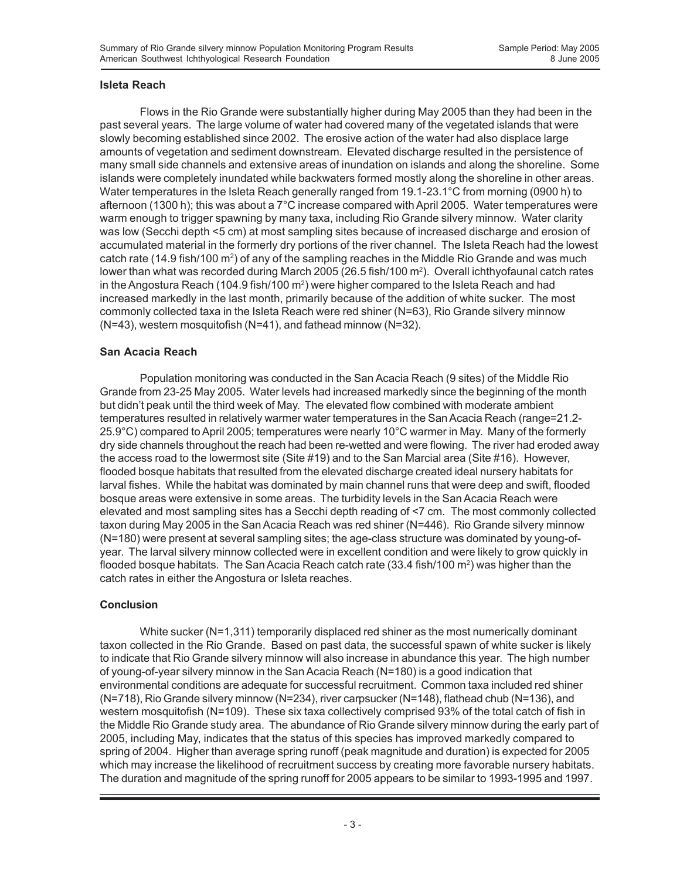**Isleta Reach**

Flows in the Rio Grande were substantially higher during May 2005 than they had been in the past several years. The large volume of water had covered many of the vegetated islands that were slowly becoming established since 2002. The erosive action of the water had also displace large amounts of vegetation and sediment downstream. Elevated discharge resulted in the persistence of many small side channels and extensive areas of inundation on islands and along the shoreline. Some islands were completely inundated while backwaters formed mostly along the shoreline in other areas. Water temperatures in the Isleta Reach generally ranged from 19.1-23.1°C from morning (0900 h) to afternoon (1300 h); this was about a 7°C increase compared with April 2005. Water temperatures were warm enough to trigger spawning by many taxa, including Rio Grande silvery minnow. Water clarity was low (Secchi depth <5 cm) at most sampling sites because of increased discharge and erosion of accumulated material in the formerly dry portions of the river channel. The Isleta Reach had the lowest catch rate (14.9 fish/100 $m^2$) of any of the sampling reaches in the Middle Rio Grande and was much lower than what was recorded during March 2005 (26.5 fish/100 $m^2$). Overall ichthyofaunal catch rates in the Angostura Reach (104.9 fish/100 $m^2$) were higher compared to the Isleta Reach and had increased markedly in the last month, primarily because of the addition of white sucker. The most commonly collected taxa in the Isleta Reach were red shiner (N=63), Rio Grande silvery minnow (N=43), western mosquitofish (N=41), and fathead minnow (N=32).

**San Acacia Reach**

Population monitoring was conducted in the San Acacia Reach (9 sites) of the Middle Rio Grande from 23-25 May 2005. Water levels had increased markedly since the beginning of the month but didn't peak until the third week of May. The elevated flow combined with moderate ambient temperatures resulted in relatively warmer water temperatures in the San Acacia Reach (range=21.2-25.9°C) compared to April 2005; temperatures were nearly 10°C warmer in May. Many of the formerly dry side channels throughout the reach had been re-wetted and were flowing. The river had eroded away the access road to the lowermost site (Site #19) and to the San Marcial area (Site #16). However, flooded bosque habitats that resulted from the elevated discharge created ideal nursery habitats for larval fishes. While the habitat was dominated by main channel runs that were deep and swift, flooded bosque areas were extensive in some areas. The turbidity levels in the San Acacia Reach were elevated and most sampling sites has a Secchi depth reading of <7 cm. The most commonly collected taxon during May 2005 in the San Acacia Reach was red shiner (N=446). Rio Grande silvery minnow (N=180) were present at several sampling sites; the age-class structure was dominated by young-of-year. The larval silvery minnow collected were in excellent condition and were likely to grow quickly in flooded bosque habitats. The San Acacia Reach catch rate (33.4 fish/100 $m^2$) was higher than the catch rates in either the Angostura or Isleta reaches.

**Conclusion**

White sucker (N=1,311) temporarily displaced red shiner as the most numerically dominant taxon collected in the Rio Grande. Based on past data, the successful spawn of white sucker is likely to indicate that Rio Grande silvery minnow will also increase in abundance this year. The high number of young-of-year silvery minnow in the San Acacia Reach (N=180) is a good indication that environmental conditions are adequate for successful recruitment. Common taxa included red shiner (N=718), Rio Grande silvery minnow (N=234), river carpsucker (N=148), flathead chub (N=136), and western mosquitofish (N=109). These six taxa collectively comprised 93% of the total catch of fish in the Middle Rio Grande study area. The abundance of Rio Grande silvery minnow during the early part of 2005, including May, indicates that the status of this species has improved markedly compared to spring of 2004. Higher than average spring runoff (peak magnitude and duration) is expected for 2005 which may increase the likelihood of recruitment success by creating more favorable nursery habitats. The duration and magnitude of the spring runoff for 2005 appears to be similar to 1993-1995 and 1997.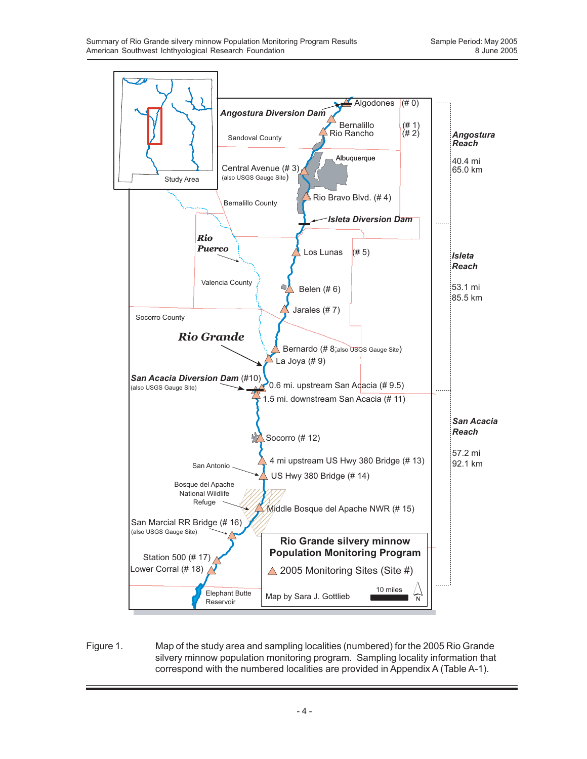Figure 1. Map of the study area and sampling localities (numbered) for the 2005 Rio Grande silvery minnow population monitoring program. Sampling locality information that correspond with the numbered localities are provided in Appendix A (Table A-1).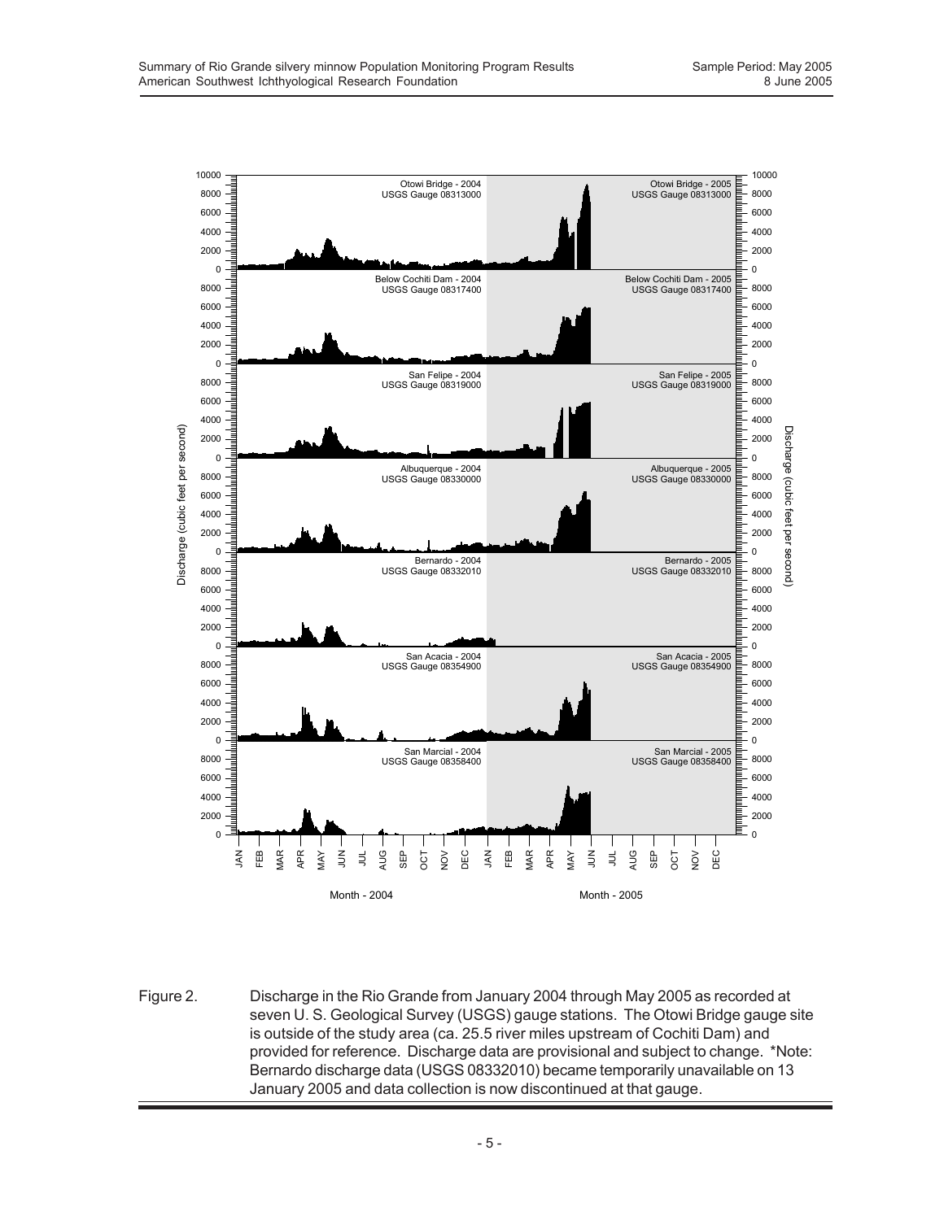Figure 2. Discharge in the Rio Grande from January 2004 through May 2005 as recorded at seven U. S. Geological Survey (USGS) gauge stations. The Otowi Bridge gauge site is outside of the study area (ca. 25.5 river miles upstream of Cochiti Dam) and provided for reference. Discharge data are provisional and subject to change. *Note: Bernardo discharge data (USGS 08332010) became temporarily unavailable on 13 January 2005 and data collection is now discontinued at that gauge.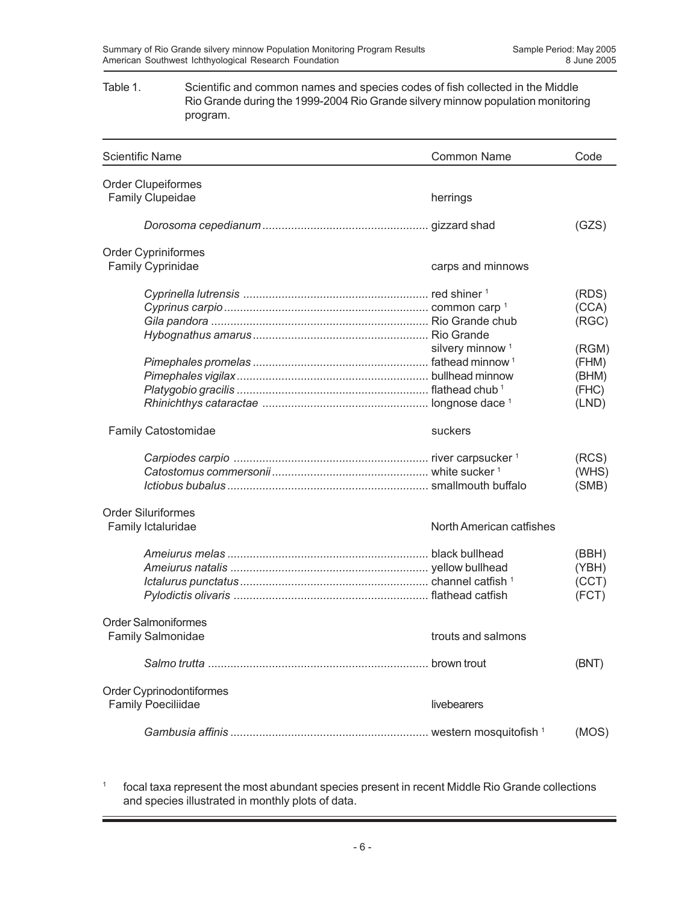Table 1. Scientific and common names and species codes of fish collected in the Middle Rio Grande during the 1999-2004 Rio Grande silvery minnow population monitoring program.

| Scientific Name | Common Name | Code |
|---|---|---|
| Order Clupeiformes | | |
| Family Clupeidae | herrings | |
| *Dorosoma cepedianum* | gizzard shad | (GZS) |
| Order Cypriniformes | | |
| Family Cyprinidae | carps and minnows | |
| *Cyprinella lutrensis* | red shiner [1] | (RDS) |
| *Cyprinus carpio* | common carp [1] | (CCA) |
| *Gila pandora* | Rio Grande chub | (RGC) |
| *Hybognathus amarus* | Rio Grande silvery minnow [1] | (RGM) |
| *Pimephales promelas* | fathead minnow [1] | (FHM) |
| *Pimephales vigilax* | bullhead minnow | (BHM) |
| *Platygobio gracilis* | flathead chub [1] | (FHC) |
| *Rhinichthys cataractae* | longnose dace [1] | (LND) |
| Family Catostomidae | suckers | |
| *Carpiodes carpio* | river carpsucker [1] | (RCS) |
| *Catostomus commersonii* | white sucker [1] | (WHS) |
| *Ictiobus bubalus* | smallmouth buffalo | (SMB) |
| Order Siluriformes | | |
| Family Ictaluridae | North American catfishes | |
| *Ameiurus melas* | black bullhead | (BBH) |
| *Ameiurus natalis* | yellow bullhead | (YBH) |
| *Ictalurus punctatus* | channel catfish [1] | (CCT) |
| *Pylodictis olivaris* | flathead catfish | (FCT) |
| Order Salmoniformes | | |
| Family Salmonidae | trouts and salmons | |
| *Salmo trutta* | brown trout | (BNT) |
| Order Cyprinodontiformes | | |
| Family Poeciliidae | livebearers | |
| *Gambusia affinis* | western mosquitofish [1] | (MOS) |

[1] focal taxa represent the most abundant species present in recent Middle Rio Grande collections and species illustrated in monthly plots of data.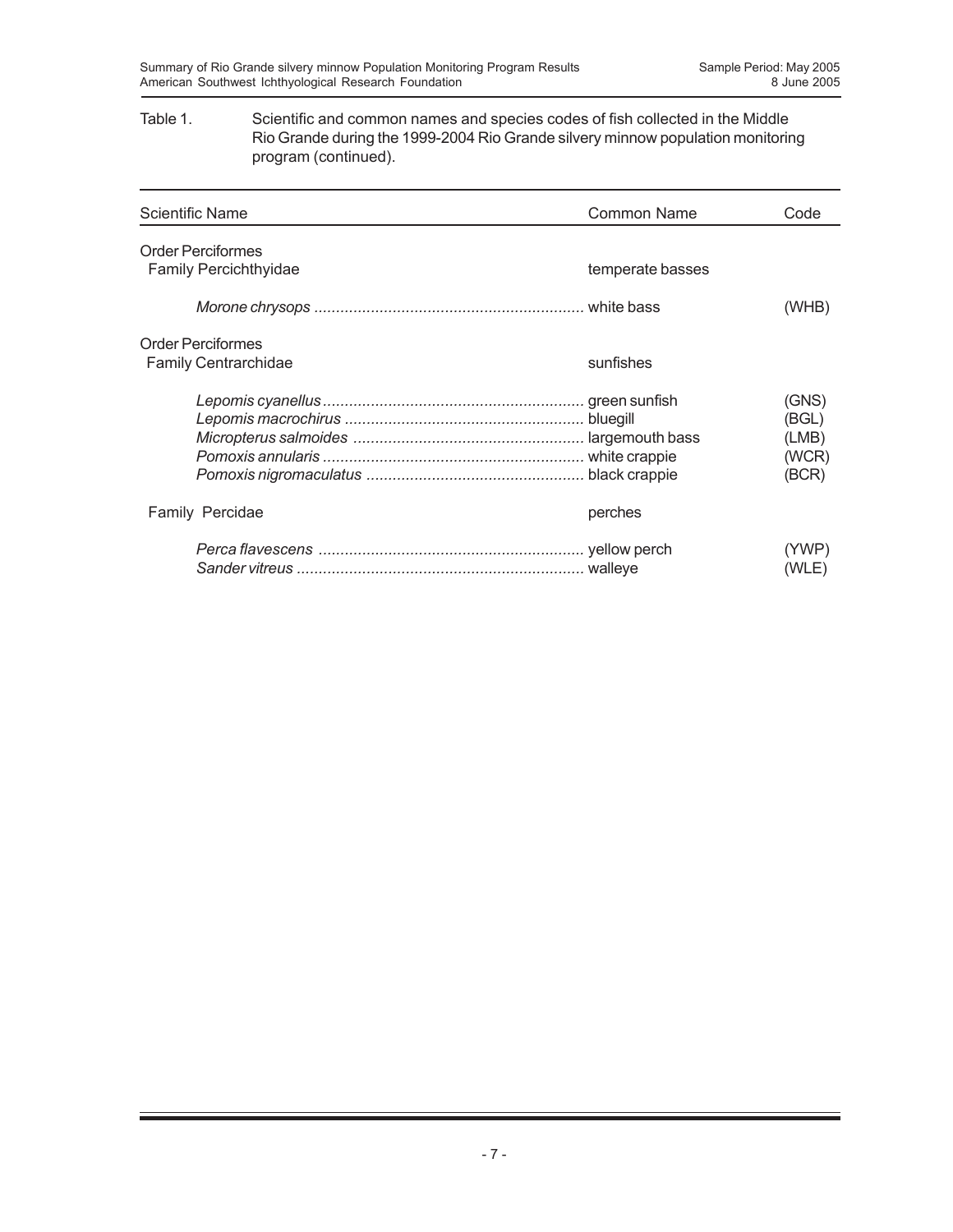Table 1. Scientific and common names and species codes of fish collected in the Middle Rio Grande during the 1999-2004 Rio Grande silvery minnow population monitoring program (continued).

| Scientific Name | Common Name | Code |
|---|---|---|
| Order Perciformes | | |
| Family Percichthyidae | temperate basses | |
| *Morone chrysops* | white bass | (WHB) |
| Order Perciformes | | |
| Family Centrarchidae | sunfishes | |
| *Lepomis cyanellus* | green sunfish | (GNS) |
| *Lepomis macrochirus* | bluegill | (BGL) |
| *Micropterus salmoides* | largemouth bass | (LMB) |
| *Pomoxis annularis* | white crappie | (WCR) |
| *Pomoxis nigromaculatus* | black crappie | (BCR) |
| Family Percidae | perches | |
| *Perca flavescens* | yellow perch | (YWP) |
| *Sander vitreus* | walleye | (WLE) |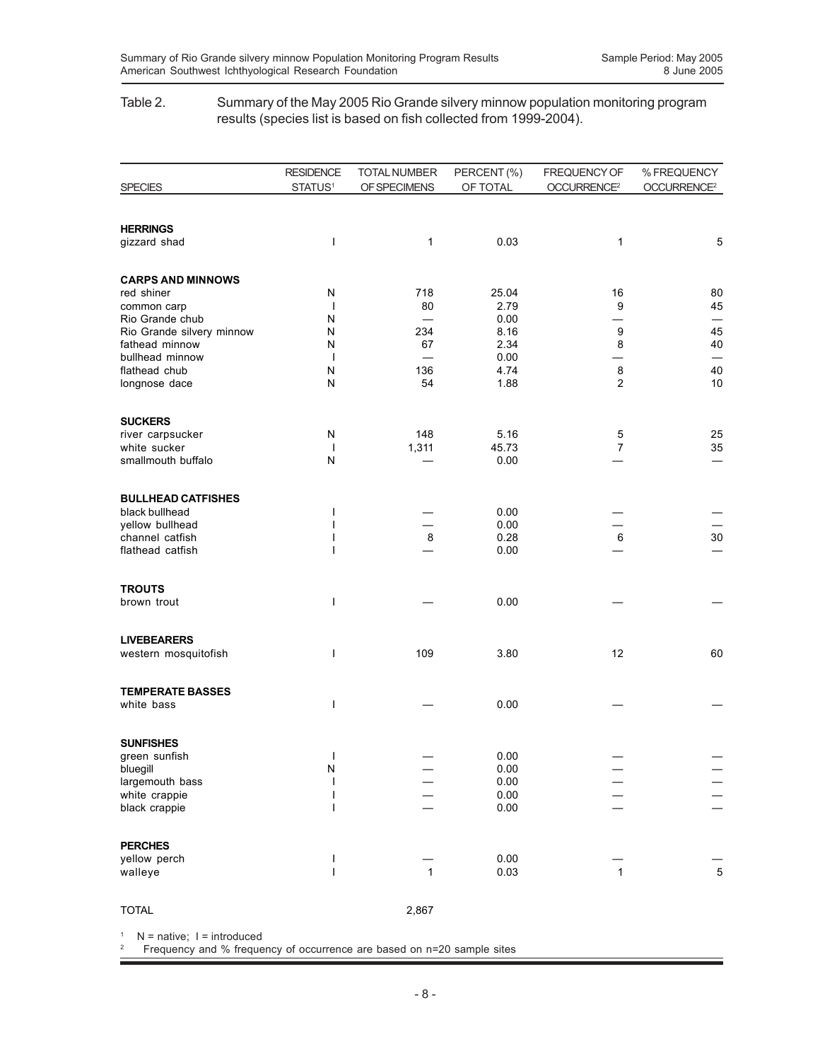Table 2. Summary of the May 2005 Rio Grande silvery minnow population monitoring program results (species list is based on fish collected from 1999-2004).

| SPECIES | RESIDENCE STATUS[1] | TOTAL NUMBER OF SPECIMENS | PERCENT (%) OF TOTAL | FREQUENCY OF OCCURRENCE[2] | % FREQUENCY OCCURRENCE[2] |
|---|---|---|---|---|---|
| **HERRINGS** | | | | | |
| gizzard shad | I | 1 | 0.03 | 1 | 5 |
| **CARPS AND MINNOWS** | | | | | |
| red shiner | N | 718 | 25.04 | 16 | 80 |
| common carp | I | 80 | 2.79 | 9 | 45 |
| Rio Grande chub | N | — | 0.00 | — | — |
| Rio Grande silvery minnow | N | 234 | 8.16 | 9 | 45 |
| fathead minnow | N | 67 | 2.34 | 8 | 40 |
| bullhead minnow | I | — | 0.00 | — | — |
| flathead chub | N | 136 | 4.74 | 8 | 40 |
| longnose dace | N | 54 | 1.88 | 2 | 10 |
| **SUCKERS** | | | | | |
| river carpsucker | N | 148 | 5.16 | 5 | 25 |
| white sucker | I | 1,311 | 45.73 | 7 | 35 |
| smallmouth buffalo | N | — | 0.00 | — | — |
| **BULLHEAD CATFISHES** | | | | | |
| black bullhead | I | — | 0.00 | — | — |
| yellow bullhead | I | — | 0.00 | — | — |
| channel catfish | I | 8 | 0.28 | 6 | 30 |
| flathead catfish | I | — | 0.00 | — | — |
| **TROUTS** | | | | | |
| brown trout | I | — | 0.00 | — | — |
| **LIVEBEARERS** | | | | | |
| western mosquitofish | I | 109 | 3.80 | 12 | 60 |
| **TEMPERATE BASSES** | | | | | |
| white bass | I | — | 0.00 | — | — |
| **SUNFISHES** | | | | | |
| green sunfish | I | — | 0.00 | — | — |
| bluegill | N | — | 0.00 | — | — |
| largemouth bass | I | — | 0.00 | — | — |
| white crappie | I | — | 0.00 | — | — |
| black crappie | I | — | 0.00 | — | — |
| **PERCHES** | | | | | |
| yellow perch | I | — | 0.00 | — | — |
| walleye | I | 1 | 0.03 | 1 | 5 |
| TOTAL | | 2,867 | | | |

[1] N = native; I = introduced
[2] Frequency and % frequency of occurrence are based on n=20 sample sites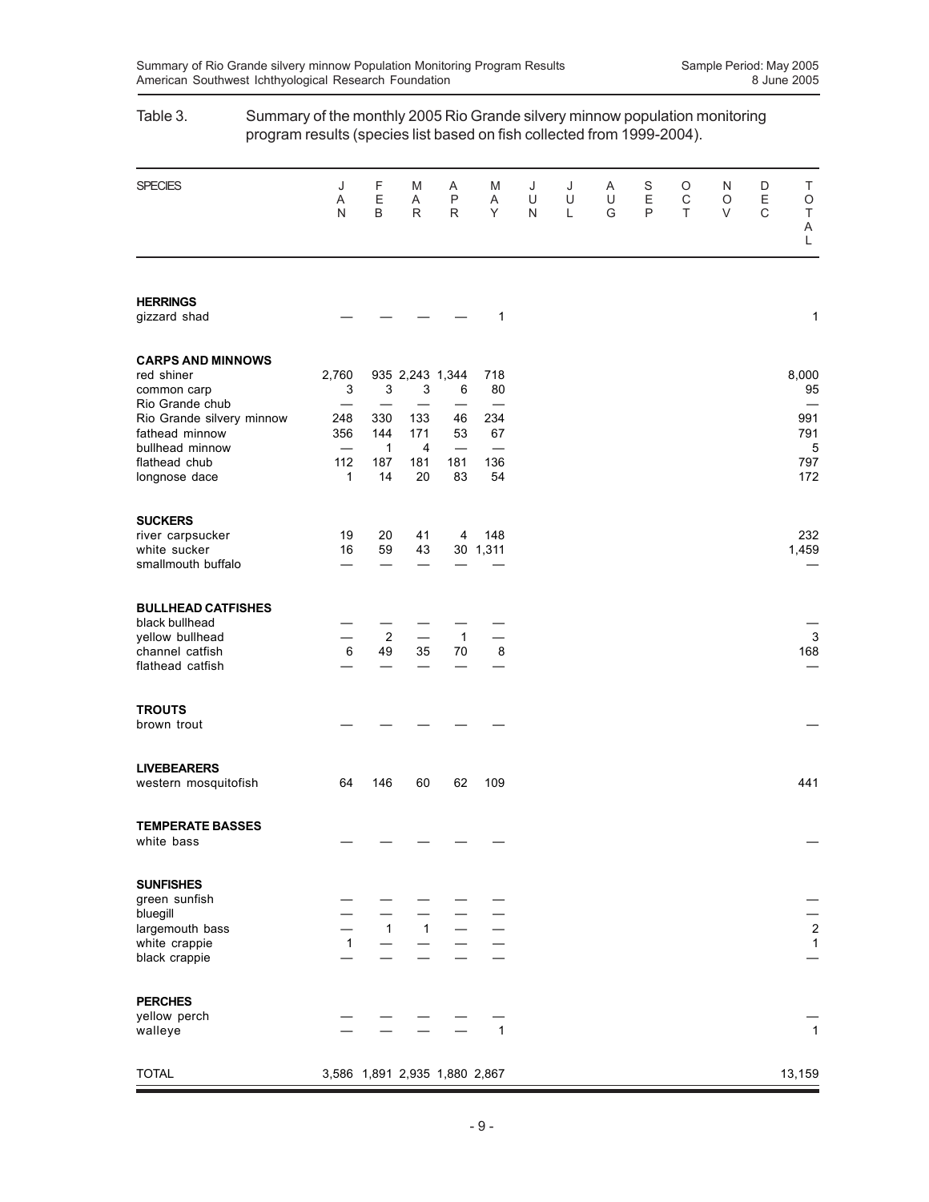Table 3. Summary of the monthly 2005 Rio Grande silvery minnow population monitoring program results (species list based on fish collected from 1999-2004).

| SPECIES | JAN | FEB | MAR | APR | MAY | JUN | JUL | AUG | SEP | OCT | NOV | DEC | TOTAL |
|---|---|---|---|---|---|---|---|---|---|---|---|---|---|
| **HERRINGS** | | | | | | | | | | | | | |
| gizzard shad | — | — | — | — | 1 | | | | | | | | 1 |
| **CARPS AND MINNOWS** | | | | | | | | | | | | | |
| red shiner | 2,760 | 935 | 2,243 | 1,344 | 718 | | | | | | | | 8,000 |
| common carp | 3 | 3 | 3 | 6 | 80 | | | | | | | | 95 |
| Rio Grande chub | — | — | — | — | — | | | | | | | | — |
| Rio Grande silvery minnow | 248 | 330 | 133 | 46 | 234 | | | | | | | | 991 |
| fathead minnow | 356 | 144 | 171 | 53 | 67 | | | | | | | | 791 |
| bullhead minnow | — | 1 | 4 | — | — | | | | | | | | 5 |
| flathead chub | 112 | 187 | 181 | 181 | 136 | | | | | | | | 797 |
| longnose dace | 1 | 14 | 20 | 83 | 54 | | | | | | | | 172 |
| **SUCKERS** | | | | | | | | | | | | | |
| river carpsucker | 19 | 20 | 41 | 4 | 148 | | | | | | | | 232 |
| white sucker | 16 | 59 | 43 | 30 | 1,311 | | | | | | | | 1,459 |
| smallmouth buffalo | — | — | — | — | — | | | | | | | | — |
| **BULLHEAD CATFISHES** | | | | | | | | | | | | | |
| black bullhead | — | — | — | — | — | | | | | | | | — |
| yellow bullhead | — | 2 | — | 1 | — | | | | | | | | 3 |
| channel catfish | 6 | 49 | 35 | 70 | 8 | | | | | | | | 168 |
| flathead catfish | — | — | — | — | — | | | | | | | | — |
| **TROUTS** | | | | | | | | | | | | | |
| brown trout | — | — | — | — | — | | | | | | | | — |
| **LIVEBEARERS** | | | | | | | | | | | | | |
| western mosquitofish | 64 | 146 | 60 | 62 | 109 | | | | | | | | 441 |
| **TEMPERATE BASSES** | | | | | | | | | | | | | |
| white bass | — | — | — | — | — | | | | | | | | — |
| **SUNFISHES** | | | | | | | | | | | | | |
| green sunfish | — | — | — | — | — | | | | | | | | — |
| bluegill | — | — | — | — | — | | | | | | | | — |
| largemouth bass | — | 1 | 1 | — | — | | | | | | | | 2 |
| white crappie | 1 | — | — | — | — | | | | | | | | 1 |
| black crappie | — | — | — | — | — | | | | | | | | — |
| **PERCHES** | | | | | | | | | | | | | |
| yellow perch | — | — | — | — | — | | | | | | | | — |
| walleye | — | — | — | — | 1 | | | | | | | | 1 |
| TOTAL | 3,586 | 1,891 | 2,935 | 1,880 | 2,867 | | | | | | | | 13,159 |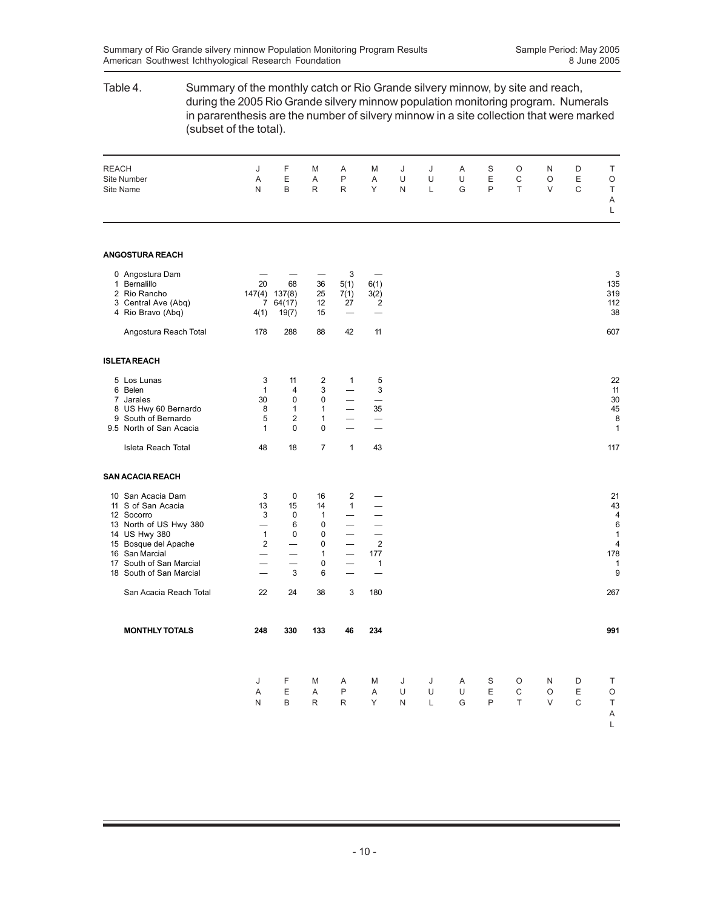Table 4. Summary of the monthly catch or Rio Grande silvery minnow, by site and reach, during the 2005 Rio Grande silvery minnow population monitoring program. Numerals in pararenthesis are the number of silvery minnow in a site collection that were marked (subset of the total).

| REACH<br>Site Number<br>Site Name | JAN | FEB | MAR | APR | MAY | JUN | JUL | AUG | SEP | OCT | NOV | DEC | TOTAL |
|---|---|---|---|---|---|---|---|---|---|---|---|---|---|
| **ANGOSTURA REACH** | | | | | | | | | | | | | |
| 0 Angostura Dam | — | — | — | 3 | — | | | | | | | | 3 |
| 1 Bernalillo | 20 | 68 | 36 | 5(1) | 6(1) | | | | | | | | 135 |
| 2 Rio Rancho | 147(4) | 137(8) | 25 | 7(1) | 3(2) | | | | | | | | 319 |
| 3 Central Ave (Abq) | 7 | 64(17) | 12 | 27 | 2 | | | | | | | | 112 |
| 4 Rio Bravo (Abq) | 4(1) | 19(7) | 15 | — | — | | | | | | | | 38 |
| Angostura Reach Total | 178 | 288 | 88 | 42 | 11 | | | | | | | | 607 |
| **ISLETA REACH** | | | | | | | | | | | | | |
| 5 Los Lunas | 3 | 11 | 2 | 1 | 5 | | | | | | | | 22 |
| 6 Belen | 1 | 4 | 3 | — | 3 | | | | | | | | 11 |
| 7 Jarales | 30 | 0 | 0 | — | — | | | | | | | | 30 |
| 8 US Hwy 60 Bernardo | 8 | 1 | 1 | — | 35 | | | | | | | | 45 |
| 9 South of Bernardo | 5 | 2 | 1 | — | — | | | | | | | | 8 |
| 9.5 North of San Acacia | 1 | 0 | 0 | — | — | | | | | | | | 1 |
| Isleta Reach Total | 48 | 18 | 7 | 1 | 43 | | | | | | | | 117 |
| **SAN ACACIA REACH** | | | | | | | | | | | | | |
| 10 San Acacia Dam | 3 | 0 | 16 | 2 | — | | | | | | | | 21 |
| 11 S of San Acacia | 13 | 15 | 14 | 1 | — | | | | | | | | 43 |
| 12 Socorro | 3 | 0 | 1 | — | — | | | | | | | | 4 |
| 13 North of US Hwy 380 | — | 6 | 0 | — | — | | | | | | | | 6 |
| 14 US Hwy 380 | 1 | 0 | 0 | — | — | | | | | | | | 1 |
| 15 Bosque del Apache | 2 | — | 0 | — | 2 | | | | | | | | 4 |
| 16 San Marcial | — | — | 1 | — | 177 | | | | | | | | 178 |
| 17 South of San Marcial | — | — | 0 | — | 1 | | | | | | | | 1 |
| 18 South of San Marcial | — | 3 | 6 | — | — | | | | | | | | 9 |
| San Acacia Reach Total | 22 | 24 | 38 | 3 | 180 | | | | | | | | 267 |
| **MONTHLY TOTALS** | **248** | **330** | **133** | **46** | **234** | | | | | | | | **991** |
| | JAN | FEB | MAR | APR | MAY | JUN | JUL | AUG | SEP | OCT | NOV | DEC | TOTAL |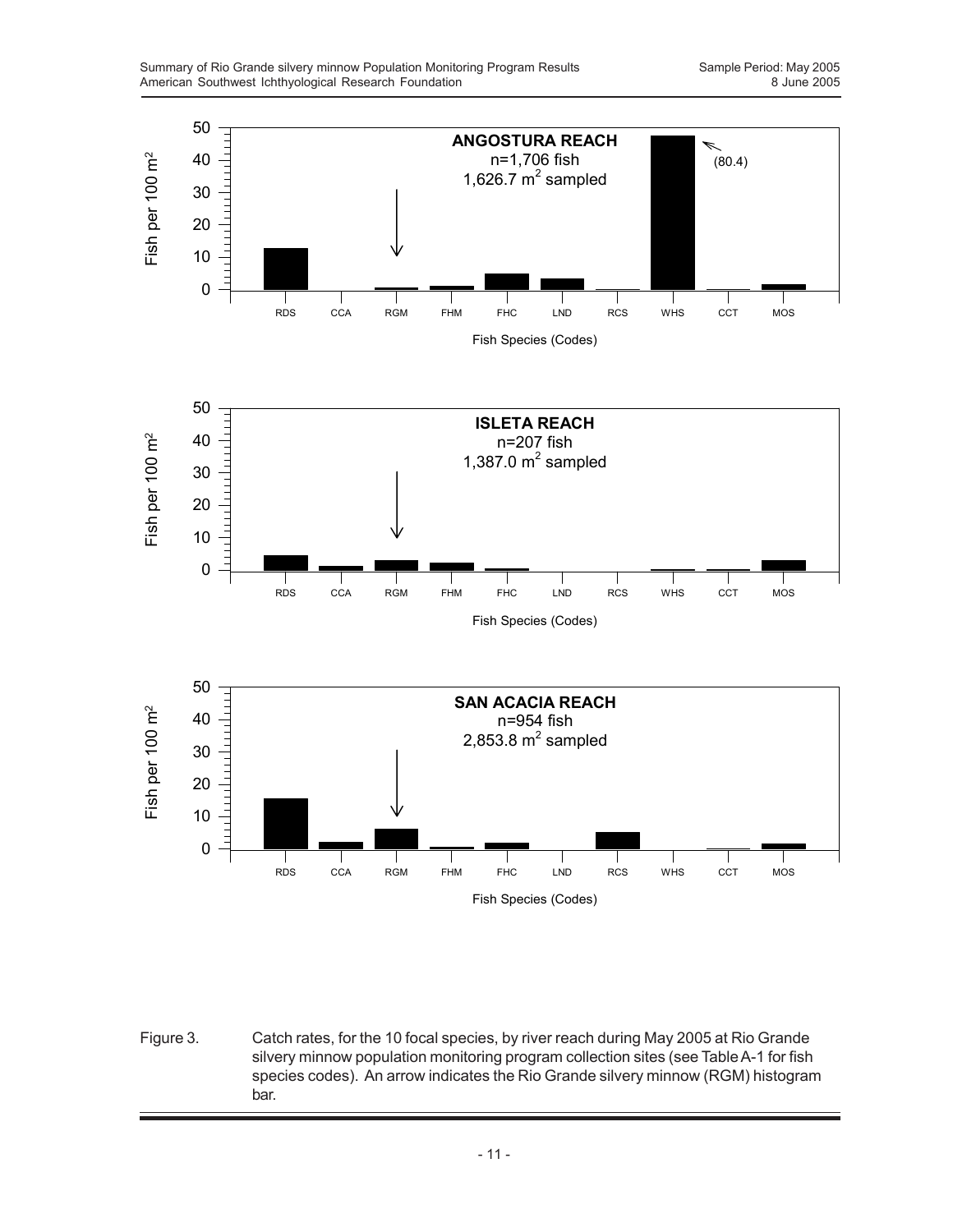Figure 3. Catch rates, for the 10 focal species, by river reach during May 2005 at Rio Grande silvery minnow population monitoring program collection sites (see Table A-1 for fish species codes). An arrow indicates the Rio Grande silvery minnow (RGM) histogram bar.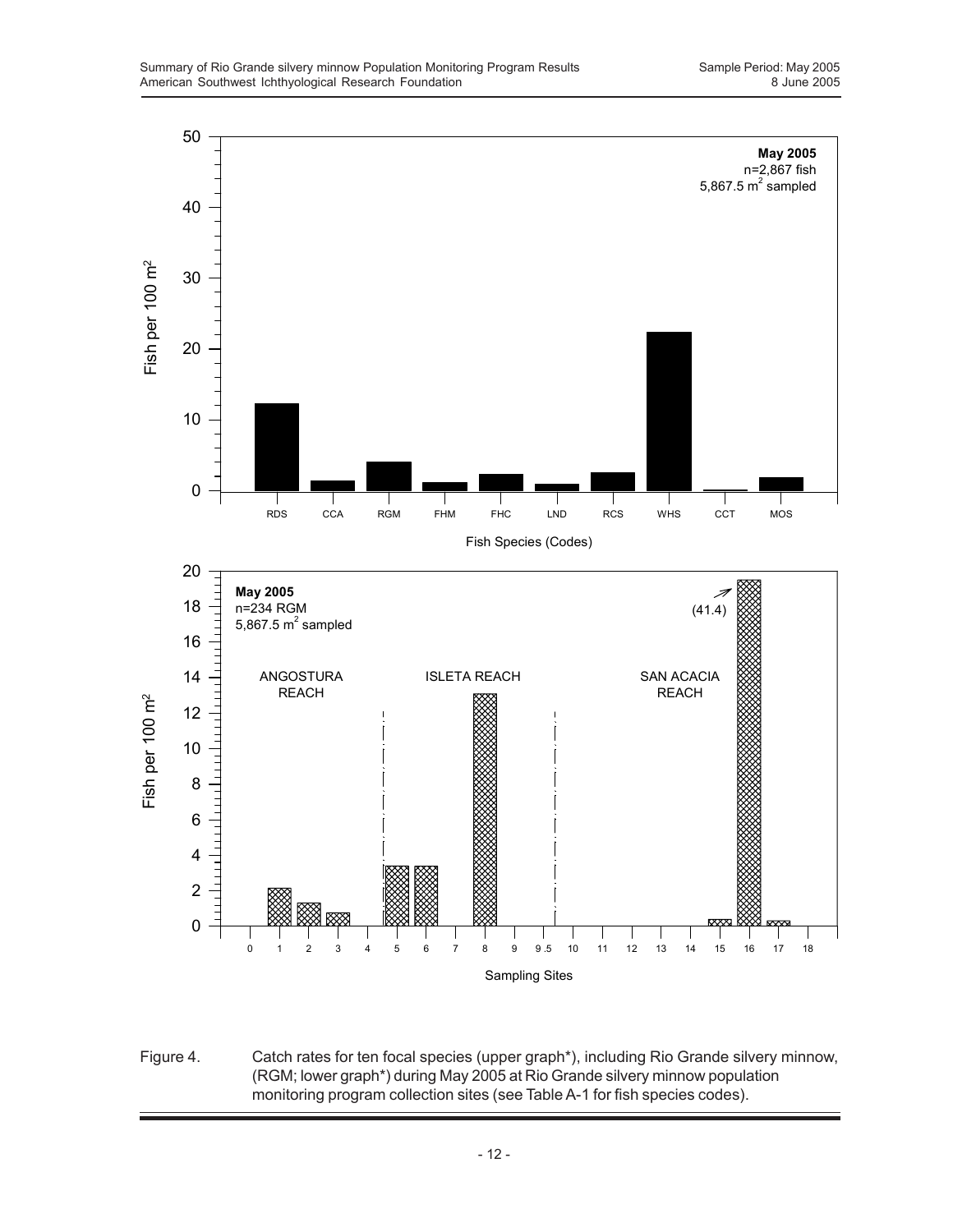Figure 4. Catch rates for ten focal species (upper graph*), including Rio Grande silvery minnow, (RGM; lower graph*) during May 2005 at Rio Grande silvery minnow population monitoring program collection sites (see Table A-1 for fish species codes).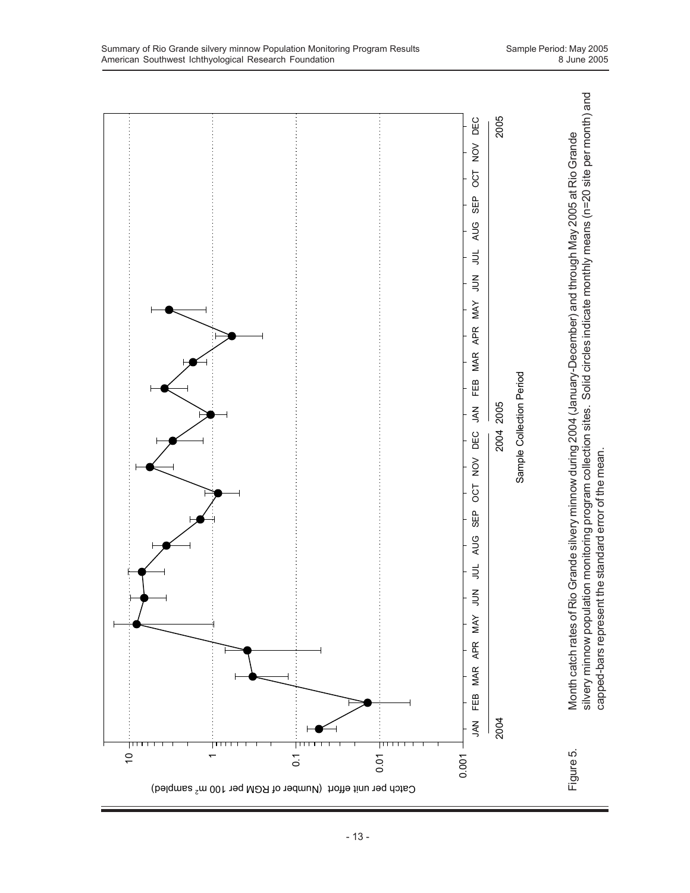Catch per unit effort (Number of RGM per 100 $m^2$ sampled)

10

1

0.1

0.01

0.001

JAN FEB MAR APR MAY JUN JUL AUG SEP OCT NOV DEC JAN FEB MAR APR MAY JUN JUL AUG SEP OCT NOV DEC

2004 2004 2005 2005

Sample Collection Period

Figure 5. Month catch rates of Rio Grande silvery minnow during 2004 (January-December) and through May 2005 at Rio Grande silvery minnow population monitoring program collection sites. Solid circles indicate monthly means (n=20 site per month) and capped-bars represent the standard error of the mean.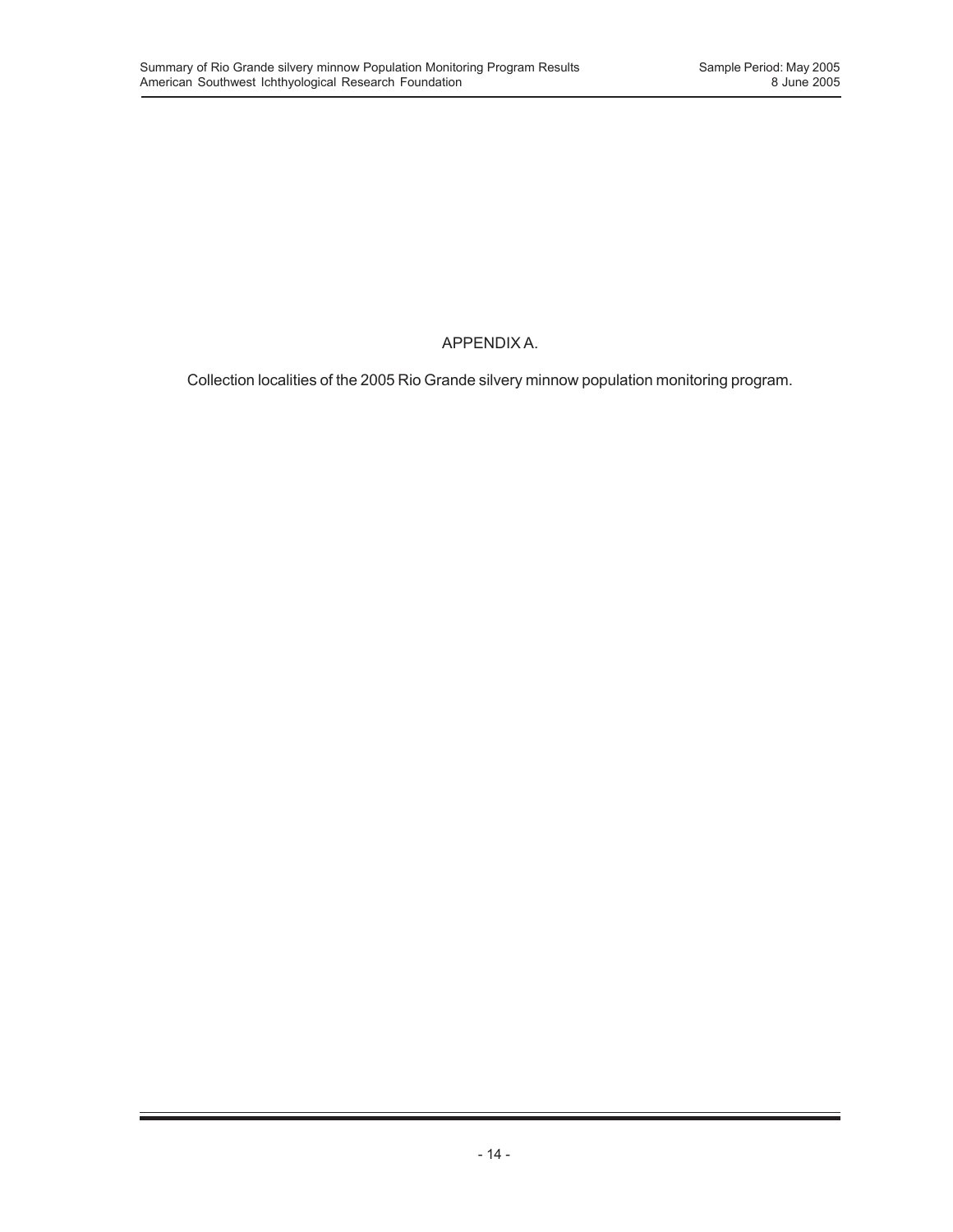# APPENDIX A.

Collection localities of the 2005 Rio Grande silvery minnow population monitoring program.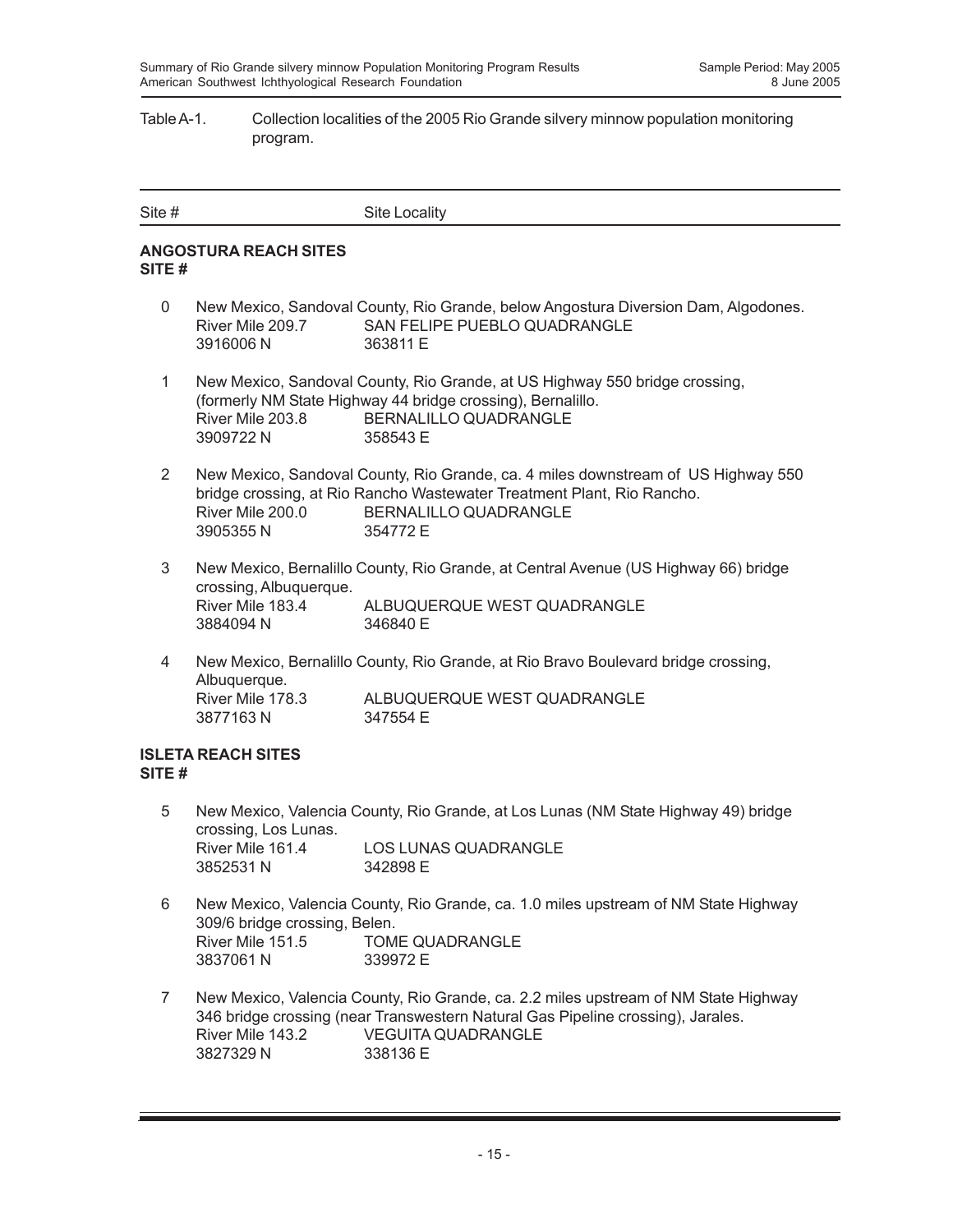Table A-1. Collection localities of the 2005 Rio Grande silvery minnow population monitoring program.

| Site # | Site Locality |
|---|---|

**ANGOSTURA REACH SITES**
**SITE #**

0 New Mexico, Sandoval County, Rio Grande, below Angostura Diversion Dam, Algodones.
River Mile 209.7 SAN FELIPE PUEBLO QUADRANGLE
3916006 N 363811 E

1 New Mexico, Sandoval County, Rio Grande, at US Highway 550 bridge crossing, (formerly NM State Highway 44 bridge crossing), Bernalillo.
River Mile 203.8 BERNALILLO QUADRANGLE
3909722 N 358543 E

2 New Mexico, Sandoval County, Rio Grande, ca. 4 miles downstream of US Highway 550 bridge crossing, at Rio Rancho Wastewater Treatment Plant, Rio Rancho.
River Mile 200.0 BERNALILLO QUADRANGLE
3905355 N 354772 E

3 New Mexico, Bernalillo County, Rio Grande, at Central Avenue (US Highway 66) bridge crossing, Albuquerque.
River Mile 183.4 ALBUQUERQUE WEST QUADRANGLE
3884094 N 346840 E

4 New Mexico, Bernalillo County, Rio Grande, at Rio Bravo Boulevard bridge crossing, Albuquerque.
River Mile 178.3 ALBUQUERQUE WEST QUADRANGLE
3877163 N 347554 E

**ISLETA REACH SITES**
**SITE #**

5 New Mexico, Valencia County, Rio Grande, at Los Lunas (NM State Highway 49) bridge crossing, Los Lunas.
River Mile 161.4 LOS LUNAS QUADRANGLE
3852531 N 342898 E

6 New Mexico, Valencia County, Rio Grande, ca. 1.0 miles upstream of NM State Highway 309/6 bridge crossing, Belen.
River Mile 151.5 TOME QUADRANGLE
3837061 N 339972 E

7 New Mexico, Valencia County, Rio Grande, ca. 2.2 miles upstream of NM State Highway 346 bridge crossing (near Transwestern Natural Gas Pipeline crossing), Jarales.
River Mile 143.2 VEGUITA QUADRANGLE
3827329 N 338136 E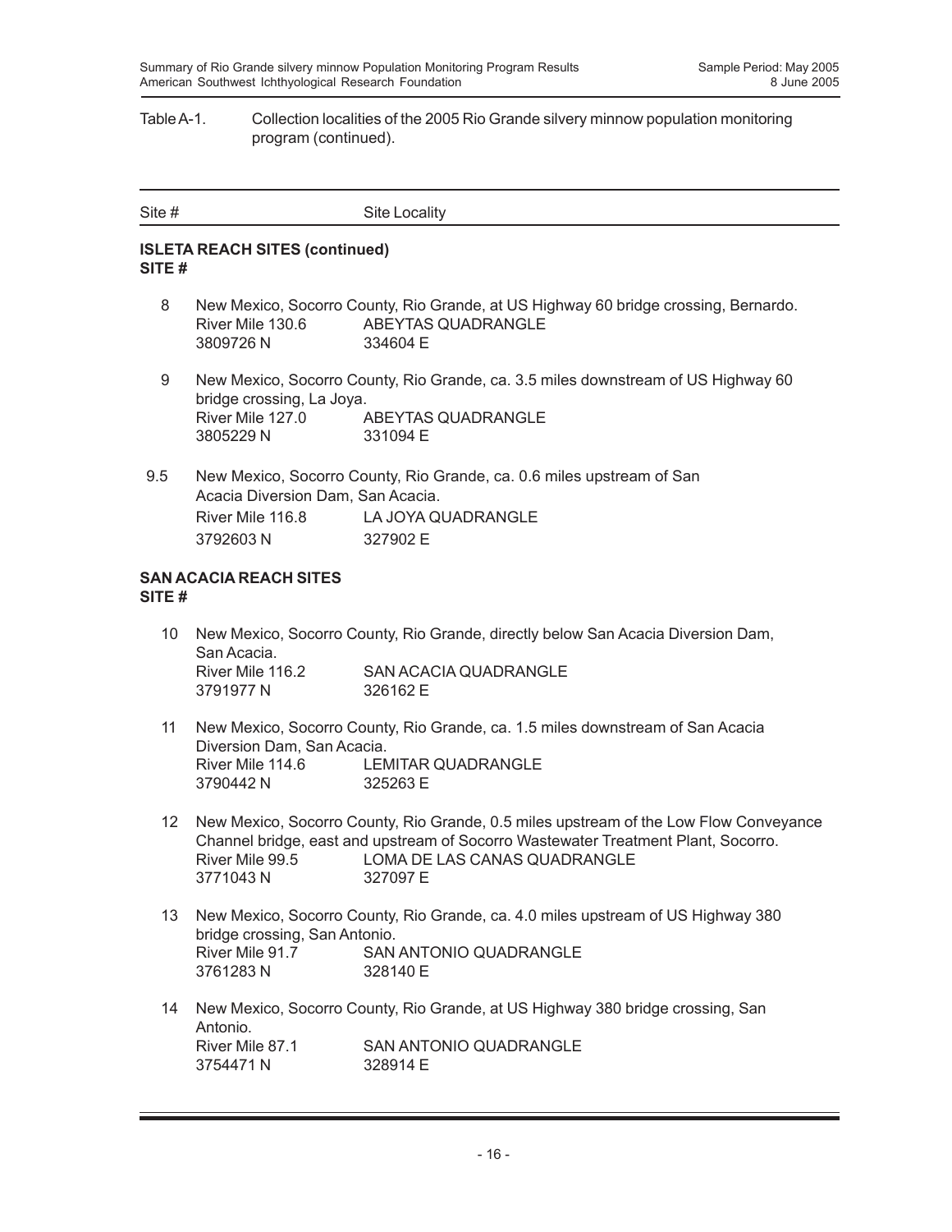Table A-1. Collection localities of the 2005 Rio Grande silvery minnow population monitoring program (continued).

| Site # | Site Locality |
|---|---|

**ISLETA REACH SITES (continued)**
**SITE #**

8 New Mexico, Socorro County, Rio Grande, at US Highway 60 bridge crossing, Bernardo.
River Mile 130.6 ABEYTAS QUADRANGLE
3809726 N 334604 E

9 New Mexico, Socorro County, Rio Grande, ca. 3.5 miles downstream of US Highway 60 bridge crossing, La Joya.
River Mile 127.0 ABEYTAS QUADRANGLE
3805229 N 331094 E

9.5 New Mexico, Socorro County, Rio Grande, ca. 0.6 miles upstream of San Acacia Diversion Dam, San Acacia.
River Mile 116.8 LA JOYA QUADRANGLE
3792603 N 327902 E

**SAN ACACIA REACH SITES**
**SITE #**

10 New Mexico, Socorro County, Rio Grande, directly below San Acacia Diversion Dam, San Acacia.
River Mile 116.2 SAN ACACIA QUADRANGLE
3791977 N 326162 E

11 New Mexico, Socorro County, Rio Grande, ca. 1.5 miles downstream of San Acacia Diversion Dam, San Acacia.
River Mile 114.6 LEMITAR QUADRANGLE
3790442 N 325263 E

12 New Mexico, Socorro County, Rio Grande, 0.5 miles upstream of the Low Flow Conveyance Channel bridge, east and upstream of Socorro Wastewater Treatment Plant, Socorro.
River Mile 99.5 LOMA DE LAS CANAS QUADRANGLE
3771043 N 327097 E

13 New Mexico, Socorro County, Rio Grande, ca. 4.0 miles upstream of US Highway 380 bridge crossing, San Antonio.
River Mile 91.7 SAN ANTONIO QUADRANGLE
3761283 N 328140 E

14 New Mexico, Socorro County, Rio Grande, at US Highway 380 bridge crossing, San Antonio.
River Mile 87.1 SAN ANTONIO QUADRANGLE
3754471 N 328914 E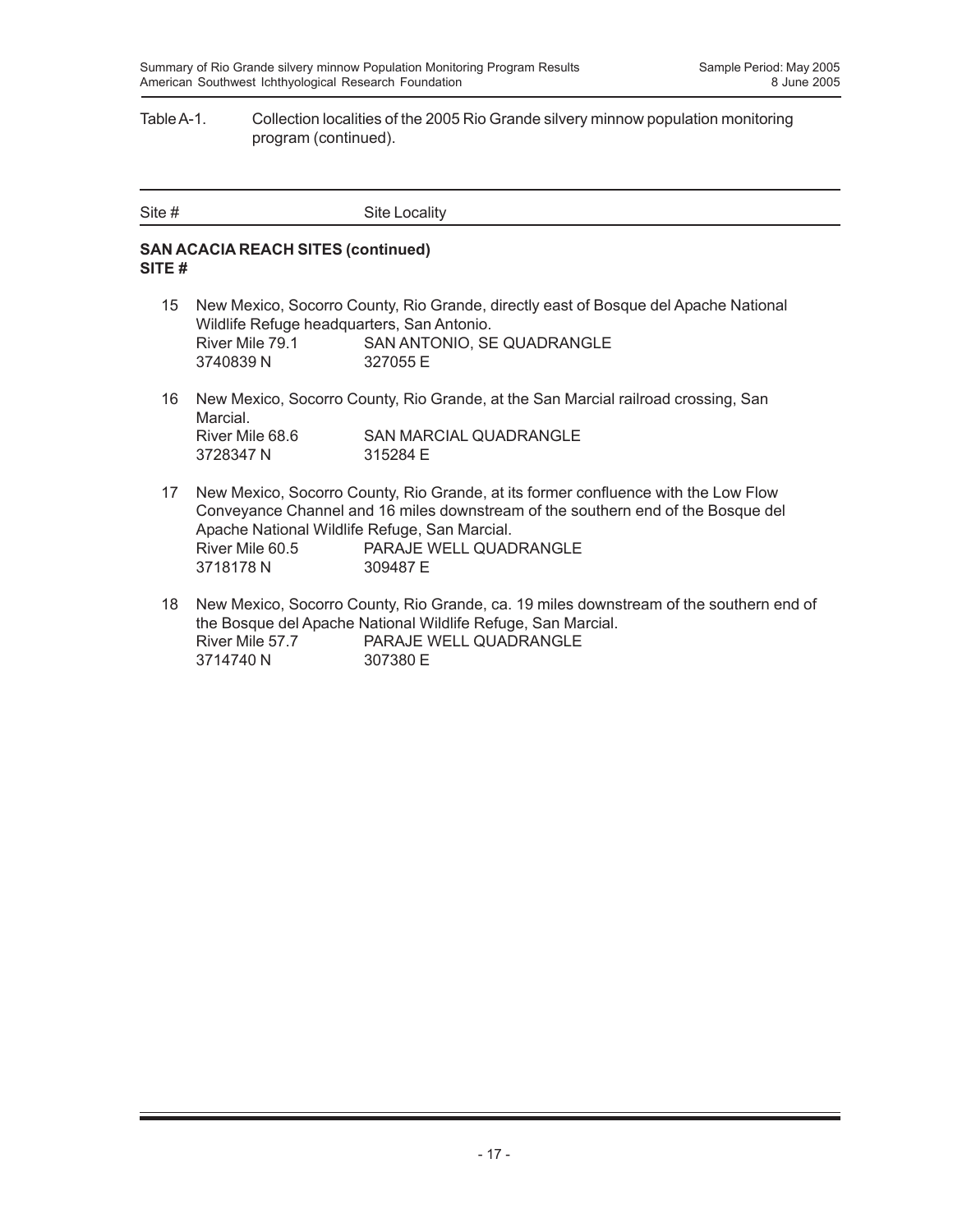Table A-1. Collection localities of the 2005 Rio Grande silvery minnow population monitoring program (continued).

| Site # | Site Locality |
|---|---|

**SAN ACACIA REACH SITES (continued)**
**SITE #**

15 New Mexico, Socorro County, Rio Grande, directly east of Bosque del Apache National Wildlife Refuge headquarters, San Antonio.
River Mile 79.1 SAN ANTONIO, SE QUADRANGLE
3740839 N 327055 E

16 New Mexico, Socorro County, Rio Grande, at the San Marcial railroad crossing, San Marcial.
River Mile 68.6 SAN MARCIAL QUADRANGLE
3728347 N 315284 E

17 New Mexico, Socorro County, Rio Grande, at its former confluence with the Low Flow Conveyance Channel and 16 miles downstream of the southern end of the Bosque del Apache National Wildlife Refuge, San Marcial.
River Mile 60.5 PARAJE WELL QUADRANGLE
3718178 N 309487 E

18 New Mexico, Socorro County, Rio Grande, ca. 19 miles downstream of the southern end of the Bosque del Apache National Wildlife Refuge, San Marcial.
River Mile 57.7 PARAJE WELL QUADRANGLE
3714740 N 307380 E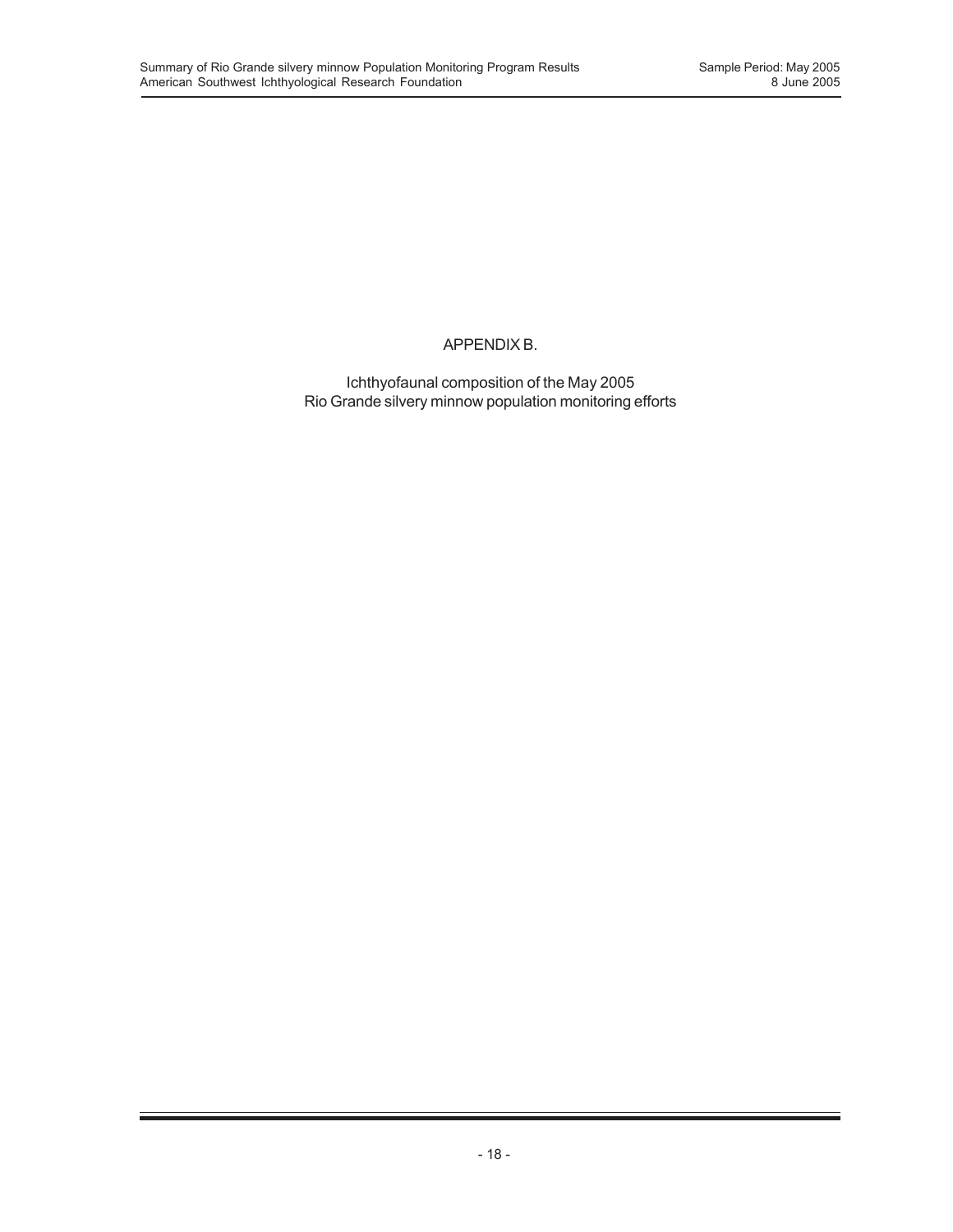# APPENDIX B.

Ichthyofaunal composition of the May 2005
Rio Grande silvery minnow population monitoring efforts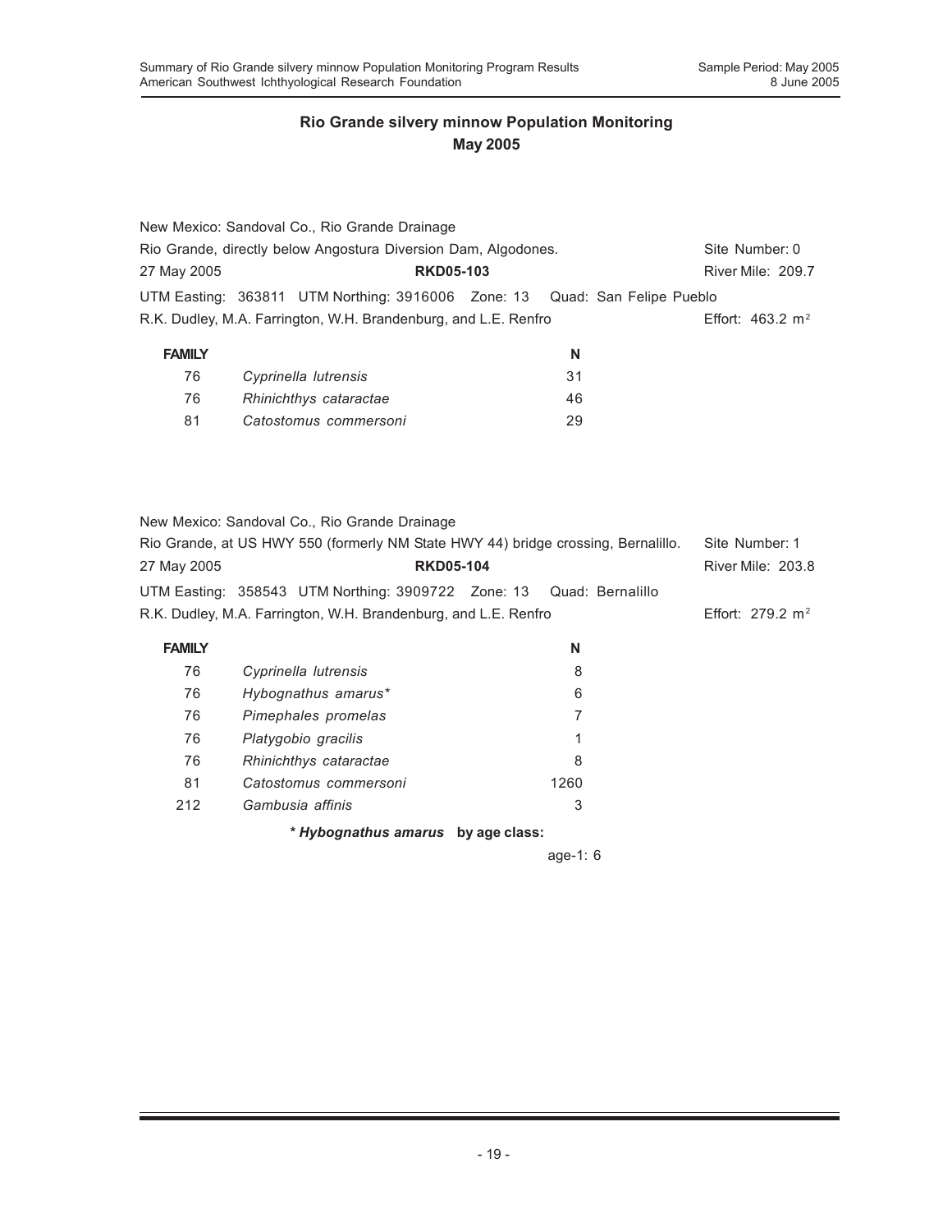## Rio Grande silvery minnow Population Monitoring
## May 2005

New Mexico: Sandoval Co., Rio Grande Drainage
Rio Grande, directly below Angostura Diversion Dam, Algodones. Site Number: 0
27 May 2005 **RKD05-103** River Mile: 209.7
UTM Easting: 363811 UTM Northing: 3916006 Zone: 13 Quad: San Felipe Pueblo
R.K. Dudley, M.A. Farrington, W.H. Brandenburg, and L.E. Renfro Effort: 463.2 $m^2$

| FAMILY | | N |
|---|---|---|
| 76 | *Cyprinella lutrensis* | 31 |
| 76 | *Rhinichthys cataractae* | 46 |
| 81 | *Catostomus commersoni* | 29 |

New Mexico: Sandoval Co., Rio Grande Drainage
Rio Grande, at US HWY 550 (formerly NM State HWY 44) bridge crossing, Bernalillo. Site Number: 1
27 May 2005 **RKD05-104** River Mile: 203.8
UTM Easting: 358543 UTM Northing: 3909722 Zone: 13 Quad: Bernalillo
R.K. Dudley, M.A. Farrington, W.H. Brandenburg, and L.E. Renfro Effort: 279.2 $m^2$

| FAMILY | | N |
|---|---|---|
| 76 | *Cyprinella lutrensis* | 8 |
| 76 | *Hybognathus amarus** | 6 |
| 76 | *Pimephales promelas* | 7 |
| 76 | *Platygobio gracilis* | 1 |
| 76 | *Rhinichthys cataractae* | 8 |
| 81 | *Catostomus commersoni* | 1260 |
| 212 | *Gambusia affinis* | 3 |

**\* *Hybognathus amarus* by age class:**

age-1: 6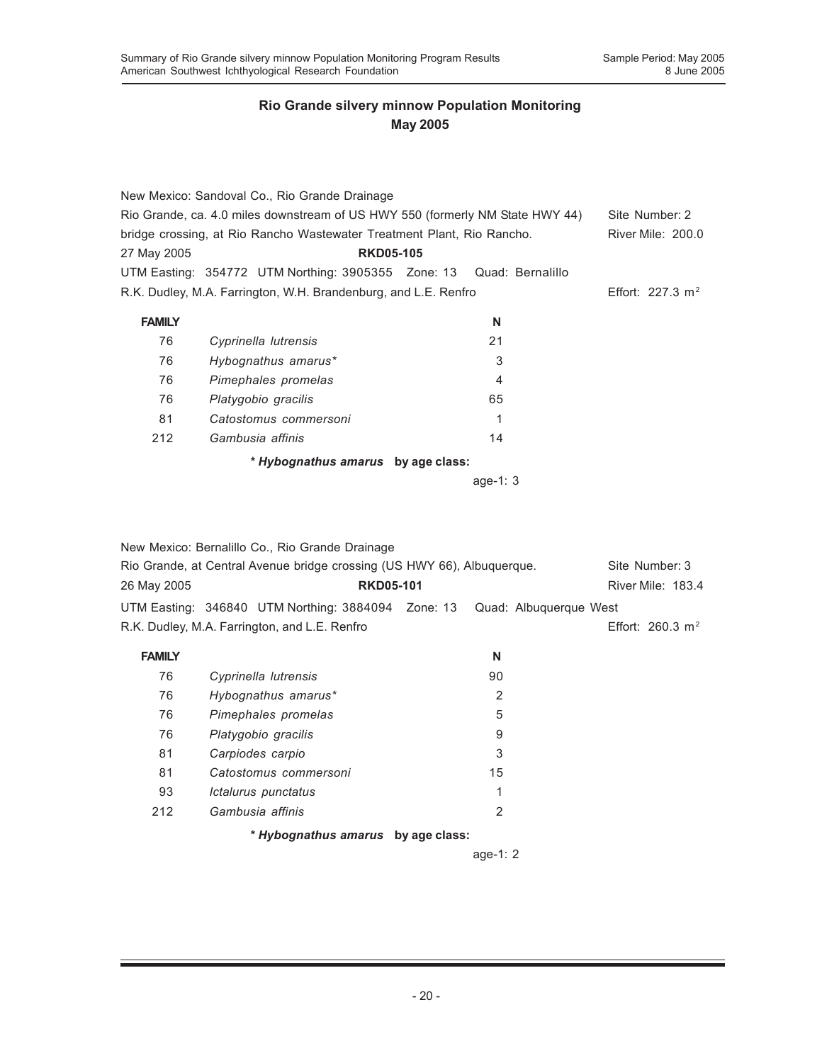## Rio Grande silvery minnow Population Monitoring
## May 2005

New Mexico: Sandoval Co., Rio Grande Drainage
Rio Grande, ca. 4.0 miles downstream of US HWY 550 (formerly NM State HWY 44) bridge crossing, at Rio Rancho Wastewater Treatment Plant, Rio Rancho.
Site Number: 2
River Mile: 200.0
27 May 2005 **RKD05-105**
UTM Easting: 354772 UTM Northing: 3905355 Zone: 13 Quad: Bernalillo
R.K. Dudley, M.A. Farrington, W.H. Brandenburg, and L.E. Renfro
Effort: 227.3 $m^2$

| FAMILY | | N |
|---|---|---|
| 76 | *Cyprinella lutrensis* | 21 |
| 76 | *Hybognathus amarus** | 3 |
| 76 | *Pimephales promelas* | 4 |
| 76 | *Platygobio gracilis* | 65 |
| 81 | *Catostomus commersoni* | 1 |
| 212 | *Gambusia affinis* | 14 |

*** *Hybognathus amarus* by age class:**

age-1: 3

New Mexico: Bernalillo Co., Rio Grande Drainage
Rio Grande, at Central Avenue bridge crossing (US HWY 66), Albuquerque.
Site Number: 3
River Mile: 183.4
26 May 2005 **RKD05-101**
UTM Easting: 346840 UTM Northing: 3884094 Zone: 13 Quad: Albuquerque West
R.K. Dudley, M.A. Farrington, and L.E. Renfro
Effort: 260.3 $m^2$

| FAMILY | | N |
|---|---|---|
| 76 | *Cyprinella lutrensis* | 90 |
| 76 | *Hybognathus amarus** | 2 |
| 76 | *Pimephales promelas* | 5 |
| 76 | *Platygobio gracilis* | 9 |
| 81 | *Carpiodes carpio* | 3 |
| 81 | *Catostomus commersoni* | 15 |
| 93 | *Ictalurus punctatus* | 1 |
| 212 | *Gambusia affinis* | 2 |

*** *Hybognathus amarus* by age class:**

age-1: 2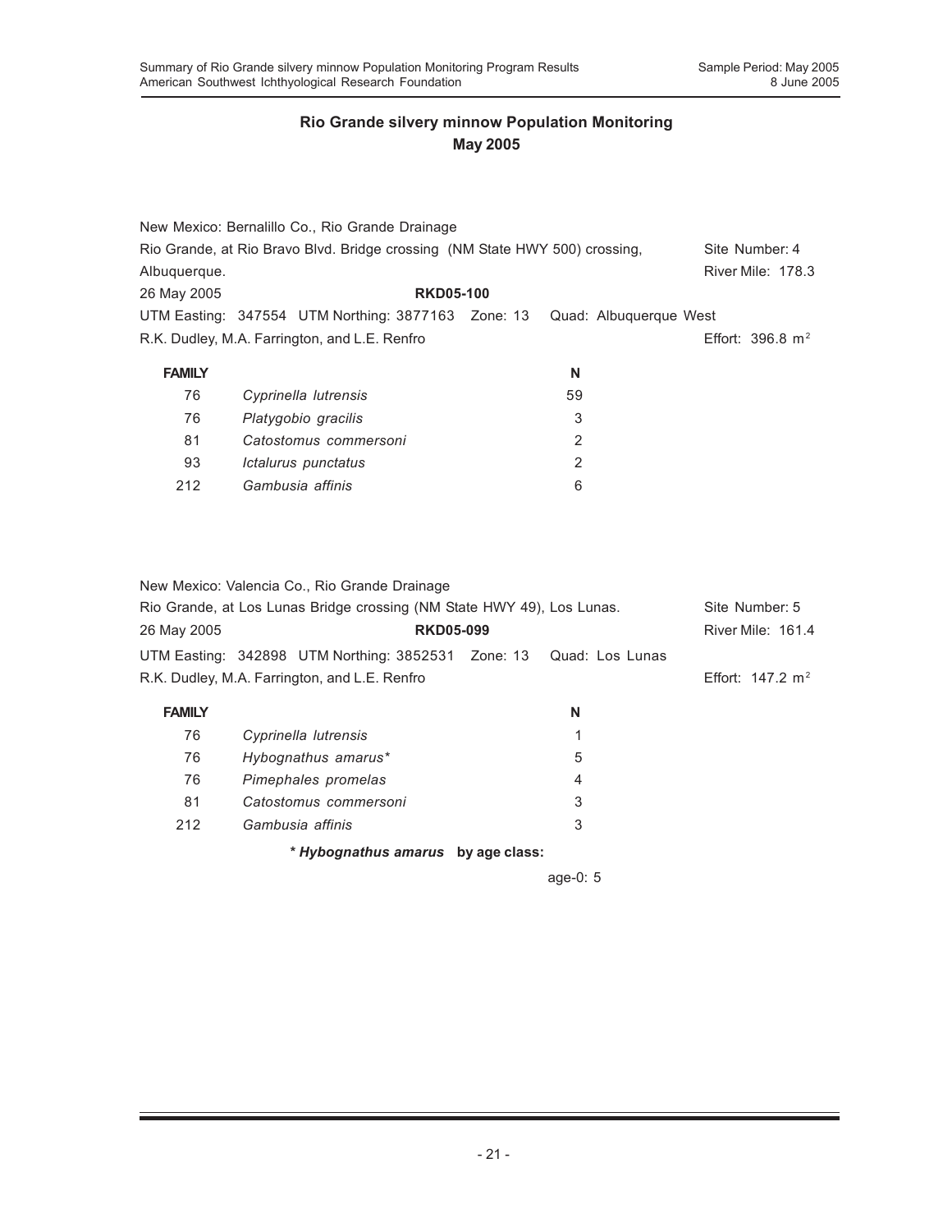## Rio Grande silvery minnow Population Monitoring
## May 2005

New Mexico: Bernalillo Co., Rio Grande Drainage
Rio Grande, at Rio Bravo Blvd. Bridge crossing (NM State HWY 500) crossing, Albuquerque. — Site Number: 4 — River Mile: 178.3
26 May 2005 **RKD05-100**
UTM Easting: 347554 UTM Northing: 3877163 Zone: 13 Quad: Albuquerque West
R.K. Dudley, M.A. Farrington, and L.E. Renfro — Effort: 396.8 $m^2$

| FAMILY | | N |
|---|---|---|
| 76 | *Cyprinella lutrensis* | 59 |
| 76 | *Platygobio gracilis* | 3 |
| 81 | *Catostomus commersoni* | 2 |
| 93 | *Ictalurus punctatus* | 2 |
| 212 | *Gambusia affinis* | 6 |

New Mexico: Valencia Co., Rio Grande Drainage
Rio Grande, at Los Lunas Bridge crossing (NM State HWY 49), Los Lunas. — Site Number: 5
26 May 2005 **RKD05-099** — River Mile: 161.4
UTM Easting: 342898 UTM Northing: 3852531 Zone: 13 Quad: Los Lunas
R.K. Dudley, M.A. Farrington, and L.E. Renfro — Effort: 147.2 $m^2$

| FAMILY | | N |
|---|---|---|
| 76 | *Cyprinella lutrensis* | 1 |
| 76 | *Hybognathus amarus** | 5 |
| 76 | *Pimephales promelas* | 4 |
| 81 | *Catostomus commersoni* | 3 |
| 212 | *Gambusia affinis* | 3 |

**\* *Hybognathus amarus* by age class:**

age-0: 5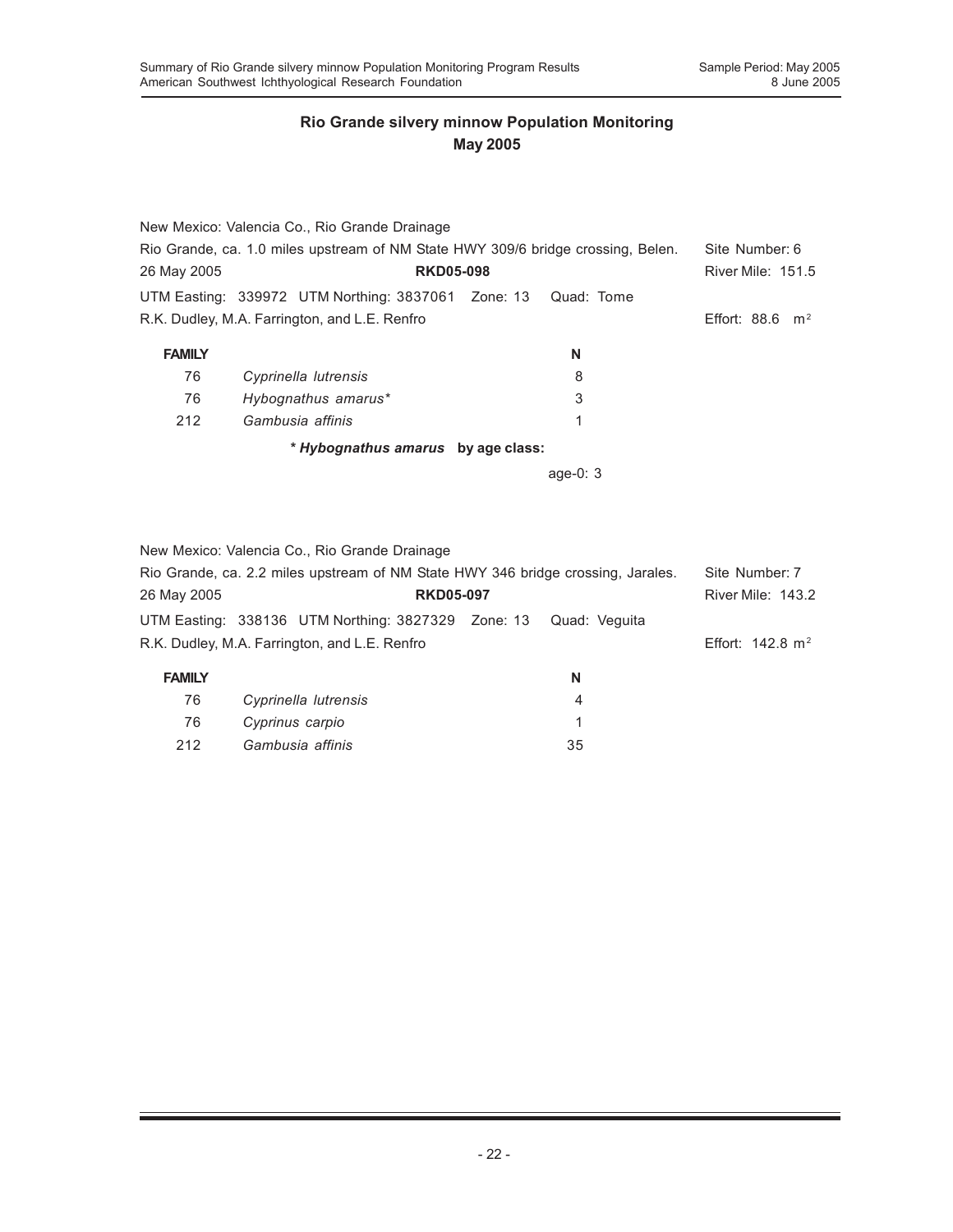## Rio Grande silvery minnow Population Monitoring
## May 2005

New Mexico: Valencia Co., Rio Grande Drainage
Rio Grande, ca. 1.0 miles upstream of NM State HWY 309/6 bridge crossing, Belen. Site Number: 6
26 May 2005 **RKD05-098** River Mile: 151.5
UTM Easting: 339972 UTM Northing: 3837061 Zone: 13 Quad: Tome
R.K. Dudley, M.A. Farrington, and L.E. Renfro Effort: 88.6 $m^2$

| FAMILY | | N |
|---|---|---|
| 76 | *Cyprinella lutrensis* | 8 |
| 76 | *Hybognathus amarus** | 3 |
| 212 | *Gambusia affinis* | 1 |

**\* *Hybognathus amarus* by age class:**

age-0: 3

New Mexico: Valencia Co., Rio Grande Drainage
Rio Grande, ca. 2.2 miles upstream of NM State HWY 346 bridge crossing, Jarales. Site Number: 7
26 May 2005 **RKD05-097** River Mile: 143.2
UTM Easting: 338136 UTM Northing: 3827329 Zone: 13 Quad: Veguita
R.K. Dudley, M.A. Farrington, and L.E. Renfro Effort: 142.8 $m^2$

| FAMILY | | N |
|---|---|---|
| 76 | *Cyprinella lutrensis* | 4 |
| 76 | *Cyprinus carpio* | 1 |
| 212 | *Gambusia affinis* | 35 |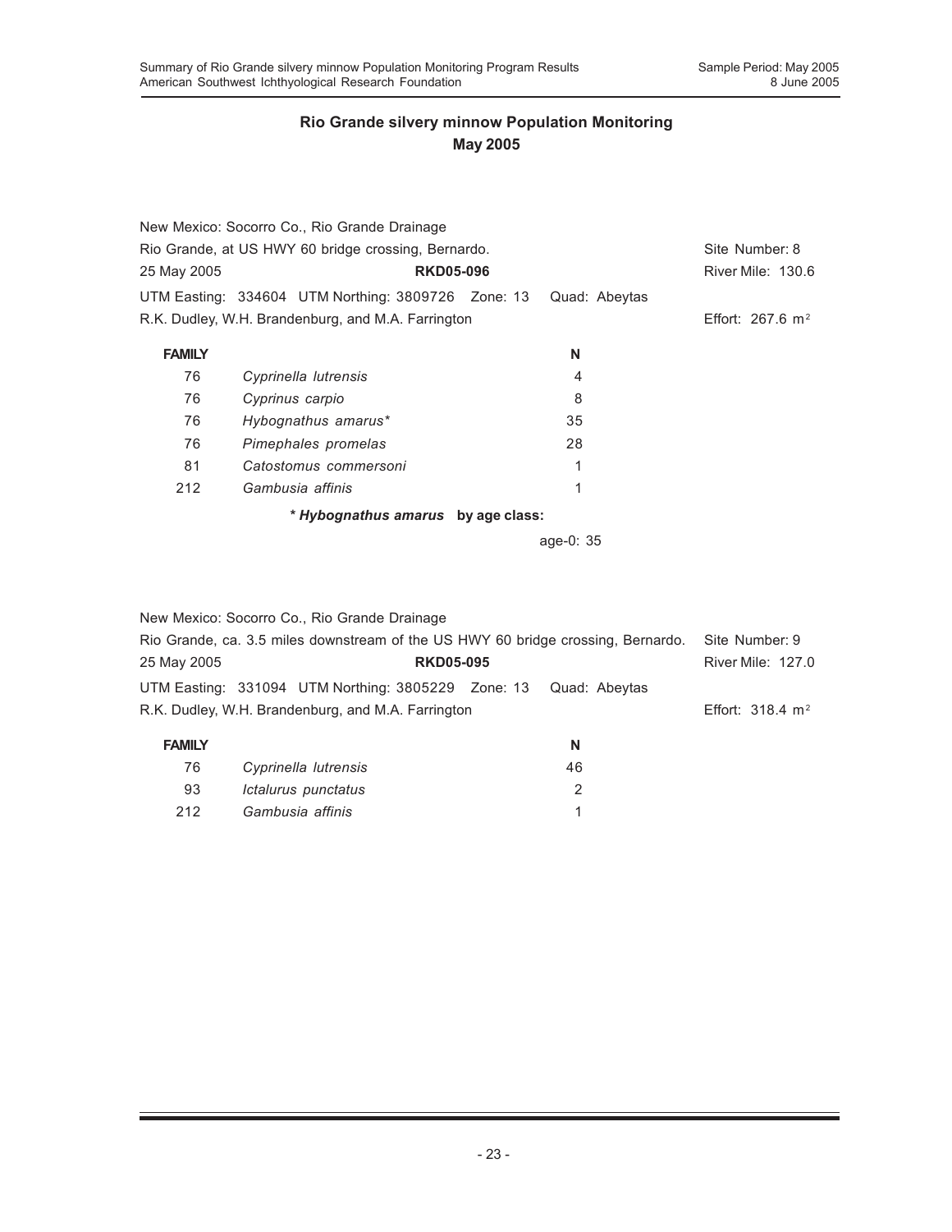## Rio Grande silvery minnow Population Monitoring
## May 2005

New Mexico: Socorro Co., Rio Grande Drainage
Rio Grande, at US HWY 60 bridge crossing, Bernardo. — Site Number: 8
25 May 2005 — **RKD05-096** — River Mile: 130.6
UTM Easting: 334604 UTM Northing: 3809726 Zone: 13 Quad: Abeytas
R.K. Dudley, W.H. Brandenburg, and M.A. Farrington — Effort: 267.6 $m^2$

| FAMILY | | N |
|---|---|---|
| 76 | *Cyprinella lutrensis* | 4 |
| 76 | *Cyprinus carpio* | 8 |
| 76 | *Hybognathus amarus** | 35 |
| 76 | *Pimephales promelas* | 28 |
| 81 | *Catostomus commersoni* | 1 |
| 212 | *Gambusia affinis* | 1 |

*** *Hybognathus amarus* by age class:**

age-0: 35

New Mexico: Socorro Co., Rio Grande Drainage
Rio Grande, ca. 3.5 miles downstream of the US HWY 60 bridge crossing, Bernardo. — Site Number: 9
25 May 2005 — **RKD05-095** — River Mile: 127.0
UTM Easting: 331094 UTM Northing: 3805229 Zone: 13 Quad: Abeytas
R.K. Dudley, W.H. Brandenburg, and M.A. Farrington — Effort: 318.4 $m^2$

| FAMILY | | N |
|---|---|---|
| 76 | *Cyprinella lutrensis* | 46 |
| 93 | *Ictalurus punctatus* | 2 |
| 212 | *Gambusia affinis* | 1 |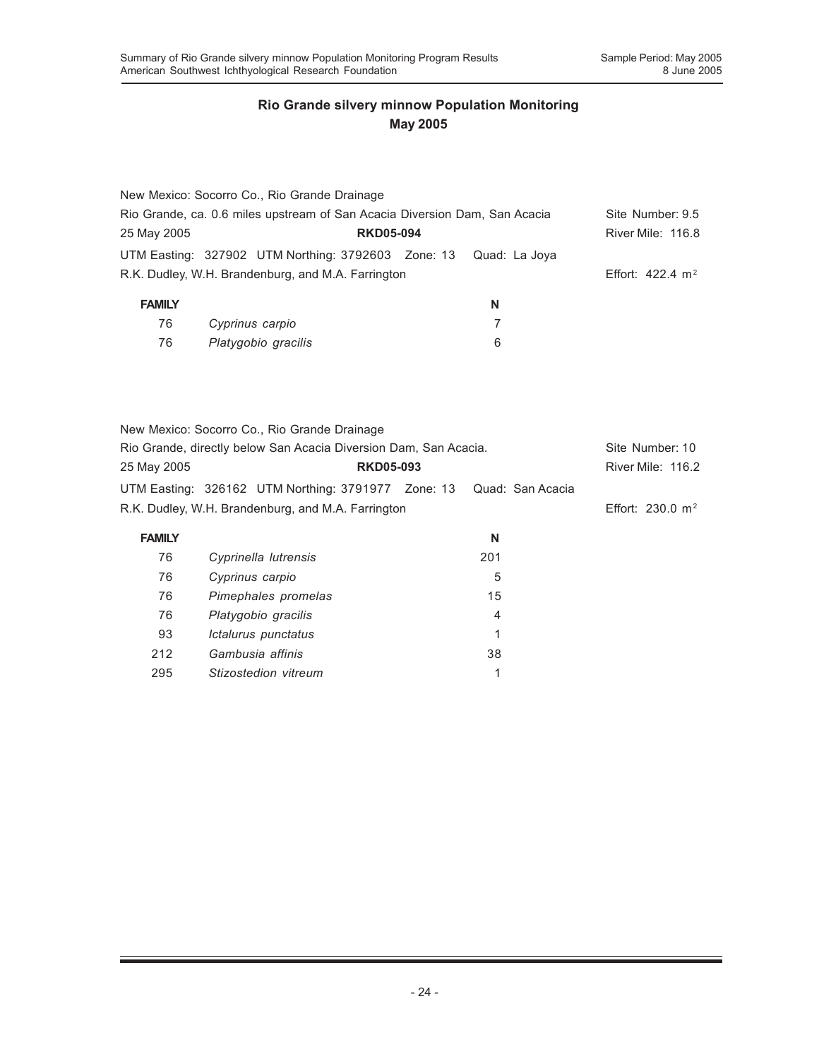## Rio Grande silvery minnow Population Monitoring
## May 2005

New Mexico: Socorro Co., Rio Grande Drainage
Rio Grande, ca. 0.6 miles upstream of San Acacia Diversion Dam, San Acacia — Site Number: 9.5
25 May 2005 — **RKD05-094** — River Mile: 116.8
UTM Easting: 327902 UTM Northing: 3792603 Zone: 13 Quad: La Joya
R.K. Dudley, W.H. Brandenburg, and M.A. Farrington — Effort: 422.4 m$^2$

| FAMILY | | N |
|---|---|---|
| 76 | *Cyprinus carpio* | 7 |
| 76 | *Platygobio gracilis* | 6 |

New Mexico: Socorro Co., Rio Grande Drainage
Rio Grande, directly below San Acacia Diversion Dam, San Acacia. — Site Number: 10
25 May 2005 — **RKD05-093** — River Mile: 116.2
UTM Easting: 326162 UTM Northing: 3791977 Zone: 13 Quad: San Acacia
R.K. Dudley, W.H. Brandenburg, and M.A. Farrington — Effort: 230.0 m$^2$

| FAMILY | | N |
|---|---|---|
| 76 | *Cyprinella lutrensis* | 201 |
| 76 | *Cyprinus carpio* | 5 |
| 76 | *Pimephales promelas* | 15 |
| 76 | *Platygobio gracilis* | 4 |
| 93 | *Ictalurus punctatus* | 1 |
| 212 | *Gambusia affinis* | 38 |
| 295 | *Stizostedion vitreum* | 1 |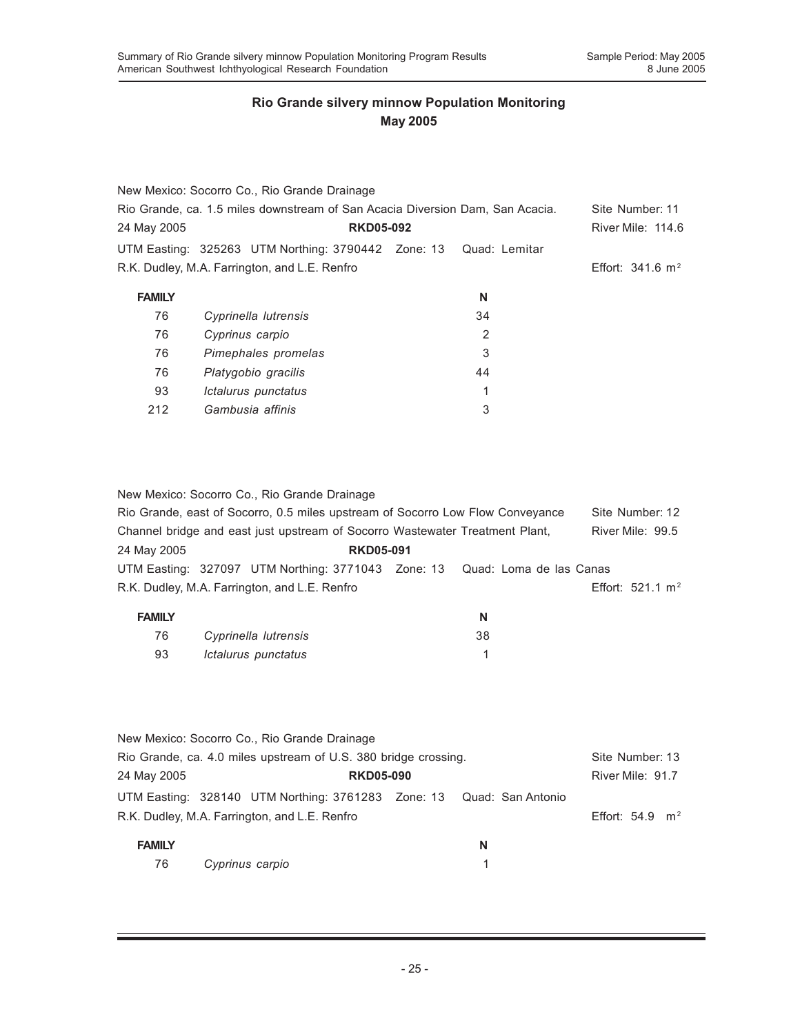## Rio Grande silvery minnow Population Monitoring
## May 2005

New Mexico: Socorro Co., Rio Grande Drainage
Rio Grande, ca. 1.5 miles downstream of San Acacia Diversion Dam, San Acacia. Site Number: 11
24 May 2005 **RKD05-092** River Mile: 114.6
UTM Easting: 325263 UTM Northing: 3790442 Zone: 13 Quad: Lemitar
R.K. Dudley, M.A. Farrington, and L.E. Renfro Effort: 341.6 $m^2$

| FAMILY | | N |
|---|---|---|
| 76 | *Cyprinella lutrensis* | 34 |
| 76 | *Cyprinus carpio* | 2 |
| 76 | *Pimephales promelas* | 3 |
| 76 | *Platygobio gracilis* | 44 |
| 93 | *Ictalurus punctatus* | 1 |
| 212 | *Gambusia affinis* | 3 |

New Mexico: Socorro Co., Rio Grande Drainage
Rio Grande, east of Socorro, 0.5 miles upstream of Socorro Low Flow Conveyance Channel bridge and east just upstream of Socorro Wastewater Treatment Plant, Site Number: 12
River Mile: 99.5
24 May 2005 **RKD05-091**
UTM Easting: 327097 UTM Northing: 3771043 Zone: 13 Quad: Loma de las Canas
R.K. Dudley, M.A. Farrington, and L.E. Renfro Effort: 521.1 $m^2$

| FAMILY | | N |
|---|---|---|
| 76 | *Cyprinella lutrensis* | 38 |
| 93 | *Ictalurus punctatus* | 1 |

New Mexico: Socorro Co., Rio Grande Drainage
Rio Grande, ca. 4.0 miles upstream of U.S. 380 bridge crossing. Site Number: 13
24 May 2005 **RKD05-090** River Mile: 91.7
UTM Easting: 328140 UTM Northing: 3761283 Zone: 13 Quad: San Antonio
R.K. Dudley, M.A. Farrington, and L.E. Renfro Effort: 54.9 $m^2$

| FAMILY | | N |
|---|---|---|
| 76 | *Cyprinus carpio* | 1 |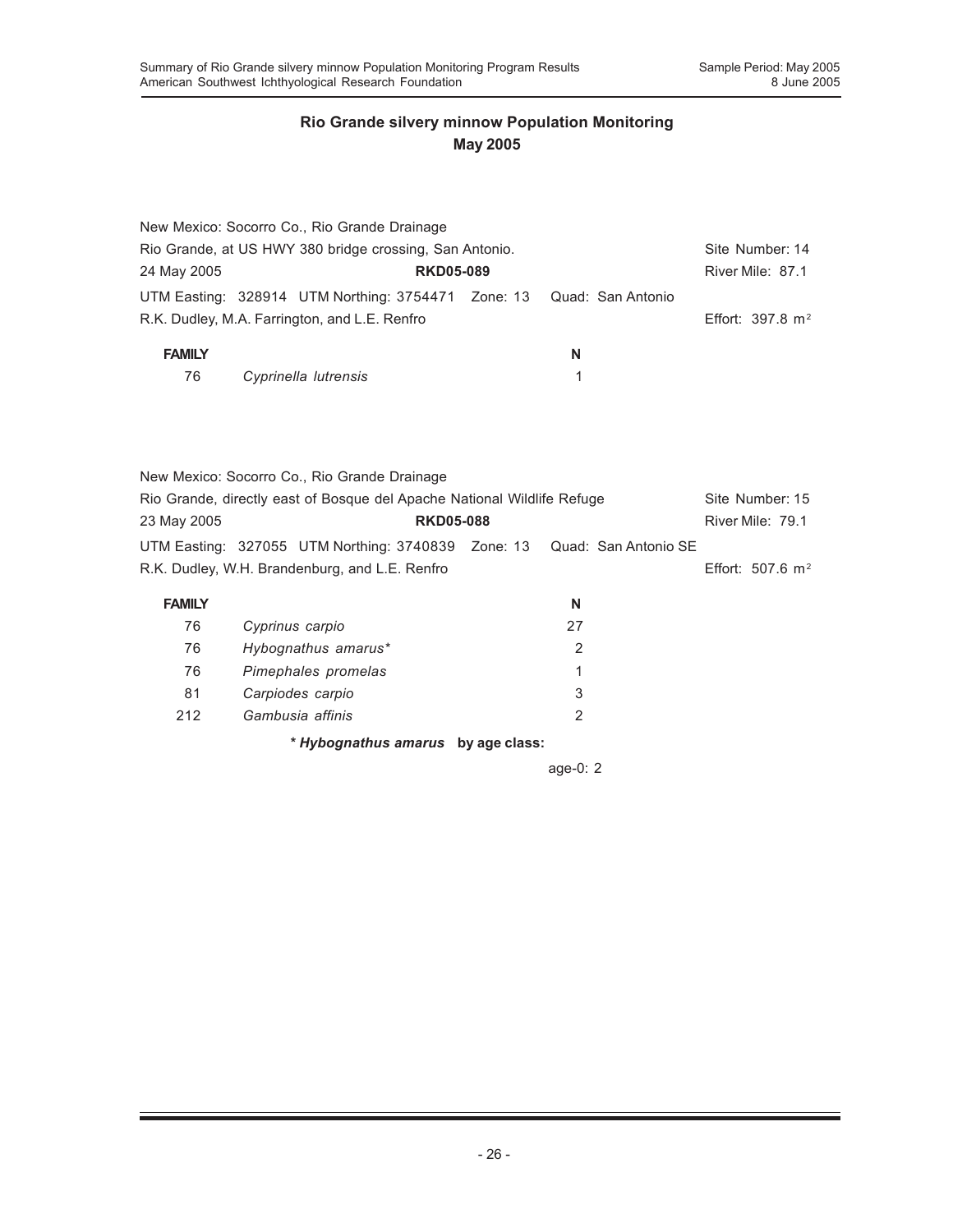## Rio Grande silvery minnow Population Monitoring
## May 2005

New Mexico: Socorro Co., Rio Grande Drainage
Rio Grande, at US HWY 380 bridge crossing, San Antonio. Site Number: 14
24 May 2005 **RKD05-089** River Mile: 87.1
UTM Easting: 328914 UTM Northing: 3754471 Zone: 13 Quad: San Antonio
R.K. Dudley, M.A. Farrington, and L.E. Renfro Effort: 397.8 $m^2$

| **FAMILY** | | **N** |
|---|---|---|
| 76 | *Cyprinella lutrensis* | 1 |

New Mexico: Socorro Co., Rio Grande Drainage
Rio Grande, directly east of Bosque del Apache National Wildlife Refuge Site Number: 15
23 May 2005 **RKD05-088** River Mile: 79.1
UTM Easting: 327055 UTM Northing: 3740839 Zone: 13 Quad: San Antonio SE
R.K. Dudley, W.H. Brandenburg, and L.E. Renfro Effort: 507.6 $m^2$

| **FAMILY** | | **N** |
|---|---|---|
| 76 | *Cyprinus carpio* | 27 |
| 76 | *Hybognathus amarus** | 2 |
| 76 | *Pimephales promelas* | 1 |
| 81 | *Carpiodes carpio* | 3 |
| 212 | *Gambusia affinis* | 2 |

***Hybognathus amarus* by age class:**

age-0: 2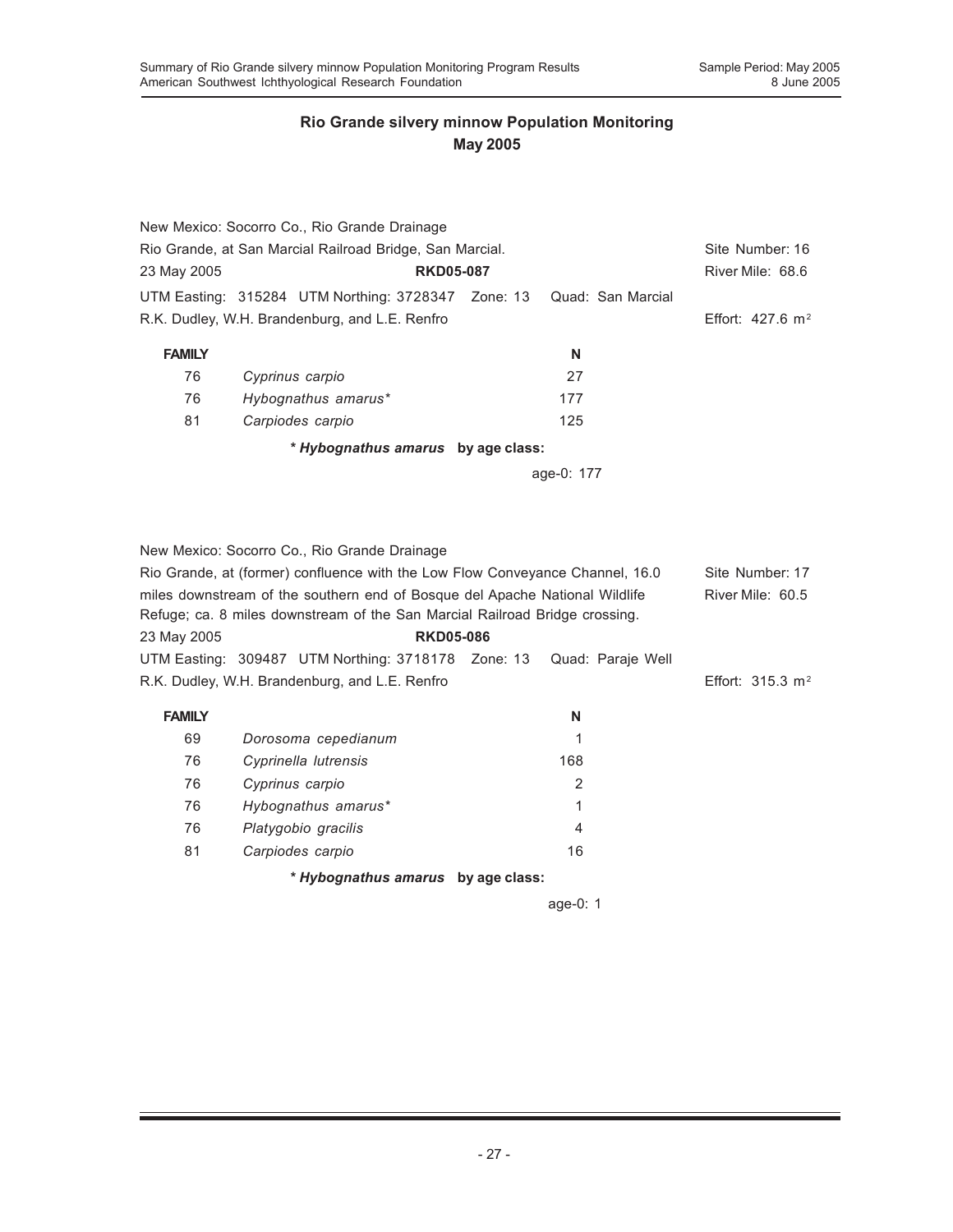## Rio Grande silvery minnow Population Monitoring
## May 2005

New Mexico: Socorro Co., Rio Grande Drainage
Rio Grande, at San Marcial Railroad Bridge, San Marcial. Site Number: 16
23 May 2005 **RKD05-087** River Mile: 68.6
UTM Easting: 315284 UTM Northing: 3728347 Zone: 13 Quad: San Marcial
R.K. Dudley, W.H. Brandenburg, and L.E. Renfro Effort: 427.6 $m^2$

| FAMILY | | N |
|---|---|---|
| 76 | *Cyprinus carpio* | 27 |
| 76 | *Hybognathus amarus** | 177 |
| 81 | *Carpiodes carpio* | 125 |

*** *Hybognathus amarus* by age class:**

age-0: 177

New Mexico: Socorro Co., Rio Grande Drainage
Rio Grande, at (former) confluence with the Low Flow Conveyance Channel, 16.0 miles downstream of the southern end of Bosque del Apache National Wildlife Refuge; ca. 8 miles downstream of the San Marcial Railroad Bridge crossing. Site Number: 17 River Mile: 60.5
23 May 2005 **RKD05-086**
UTM Easting: 309487 UTM Northing: 3718178 Zone: 13 Quad: Paraje Well
R.K. Dudley, W.H. Brandenburg, and L.E. Renfro Effort: 315.3 $m^2$

| FAMILY | | N |
|---|---|---|
| 69 | *Dorosoma cepedianum* | 1 |
| 76 | *Cyprinella lutrensis* | 168 |
| 76 | *Cyprinus carpio* | 2 |
| 76 | *Hybognathus amarus** | 1 |
| 76 | *Platygobio gracilis* | 4 |
| 81 | *Carpiodes carpio* | 16 |

*** *Hybognathus amarus* by age class:**

age-0: 1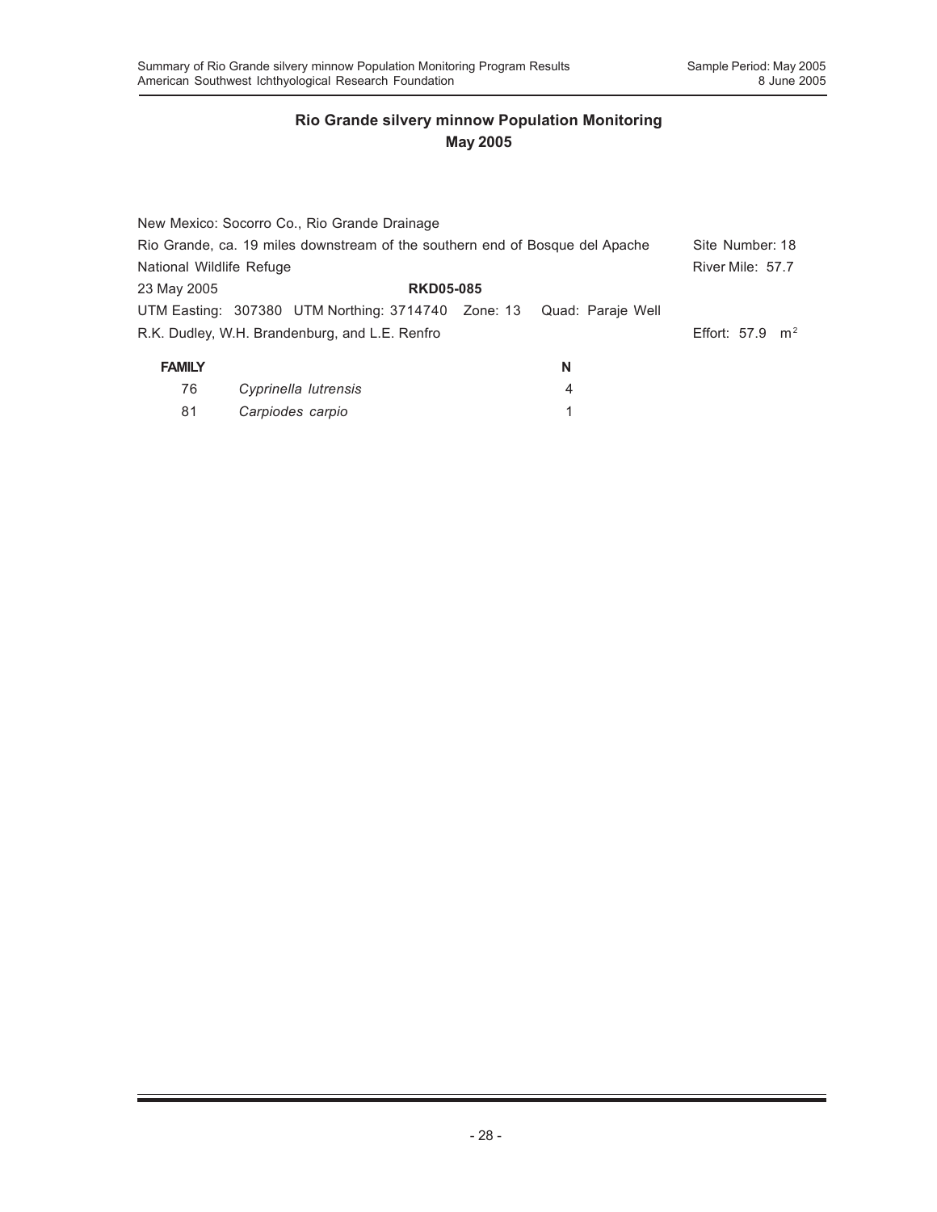## Rio Grande silvery minnow Population Monitoring
## May 2005

New Mexico: Socorro Co., Rio Grande Drainage

Rio Grande, ca. 19 miles downstream of the southern end of Bosque del Apache National Wildlife Refuge

Site Number: 18

River Mile: 57.7

23 May 2005 **RKD05-085**

UTM Easting: 307380 UTM Northing: 3714740 Zone: 13 Quad: Paraje Well

R.K. Dudley, W.H. Brandenburg, and L.E. Renfro

Effort: 57.9 $m^2$

| **FAMILY** | | **N** |
|---|---|---|
| 76 | *Cyprinella lutrensis* | 4 |
| 81 | *Carpiodes carpio* | 1 |